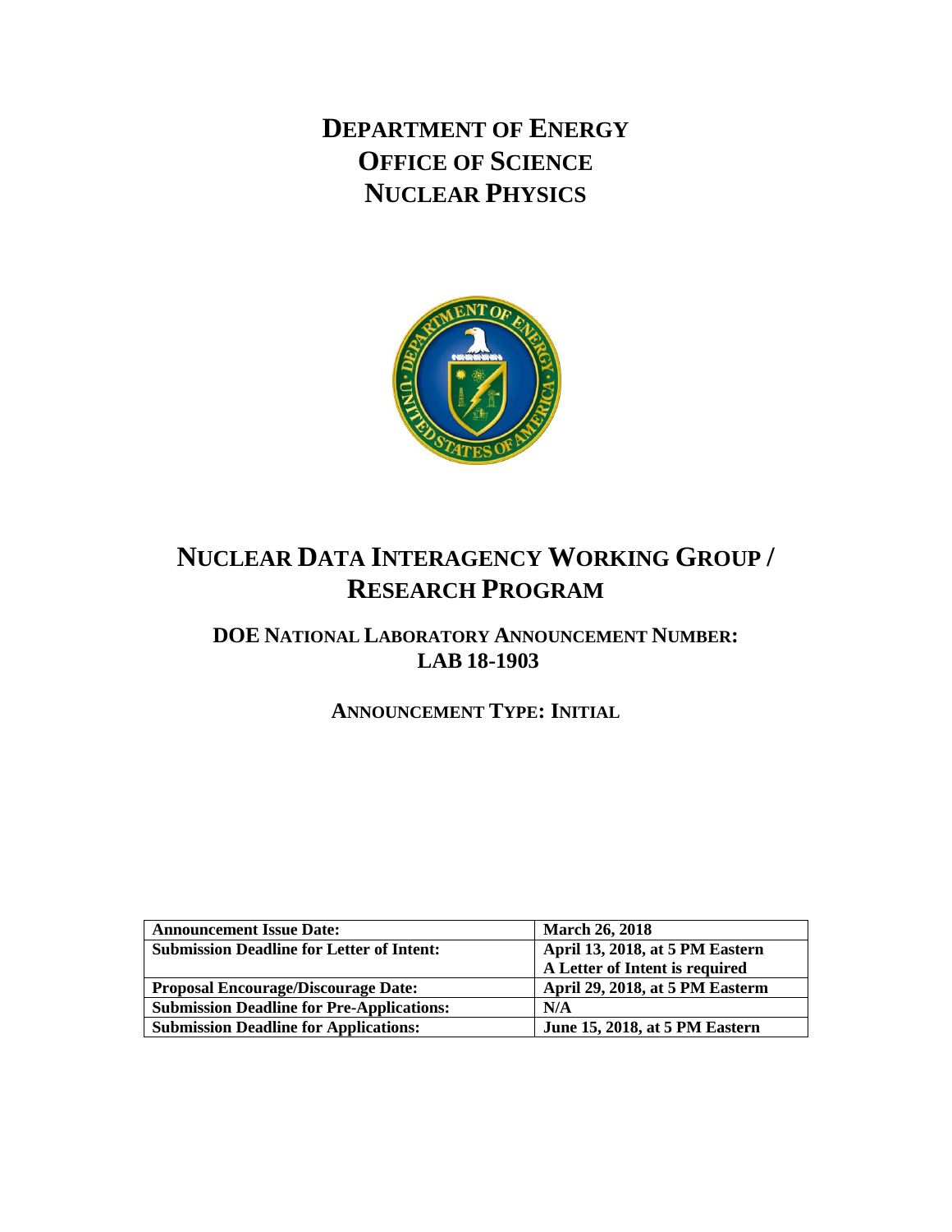# DEPARTMENT OF ENERGY
# OFFICE OF SCIENCE
# NUCLEAR PHYSICS

## NUCLEAR DATA INTERAGENCY WORKING GROUP / RESEARCH PROGRAM

### DOE NATIONAL LABORATORY ANNOUNCEMENT NUMBER: LAB 18-1903

### ANNOUNCEMENT TYPE: INITIAL

| Announcement Issue Date: | March 26, 2018 |
|---|---|
| Submission Deadline for Letter of Intent: | April 13, 2018, at 5 PM Eastern<br>A Letter of Intent is required |
| Proposal Encourage/Discourage Date: | April 29, 2018, at 5 PM Easterm |
| Submission Deadline for Pre-Applications: | N/A |
| Submission Deadline for Applications: | June 15, 2018, at 5 PM Eastern |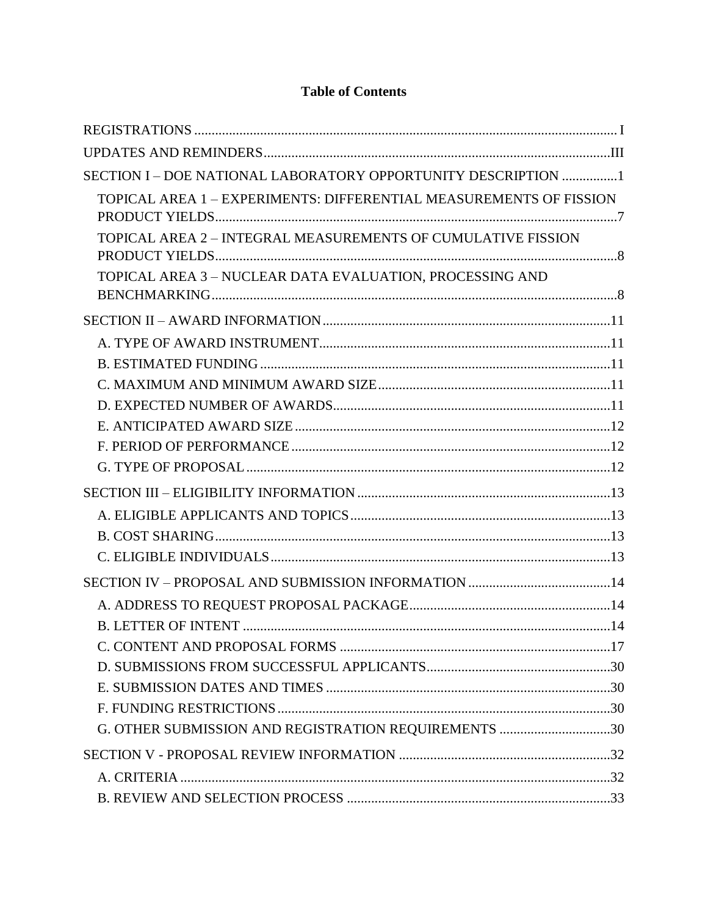# Table of Contents

REGISTRATIONS ........................................................................................................................ I

UPDATES AND REMINDERS...................................................................................................III

SECTION I – DOE NATIONAL LABORATORY OPPORTUNITY DESCRIPTION ................1

- TOPICAL AREA 1 – EXPERIMENTS: DIFFERENTIAL MEASUREMENTS OF FISSION PRODUCT YIELDS...................................................................................................................7
- TOPICAL AREA 2 – INTEGRAL MEASUREMENTS OF CUMULATIVE FISSION PRODUCT YIELDS..................................................................................................................8
- TOPICAL AREA 3 – NUCLEAR DATA EVALUATION, PROCESSING AND BENCHMARKING....................................................................................................................8

SECTION II – AWARD INFORMATION..................................................................................11

- A. TYPE OF AWARD INSTRUMENT..................................................................................11
- B. ESTIMATED FUNDING ....................................................................................................11
- C. MAXIMUM AND MINIMUM AWARD SIZE..................................................................11
- D. EXPECTED NUMBER OF AWARDS................................................................................11
- E. ANTICIPATED AWARD SIZE ..........................................................................................12
- F. PERIOD OF PERFORMANCE ...........................................................................................12
- G. TYPE OF PROPOSAL ........................................................................................................12

SECTION III – ELIGIBILITY INFORMATION .........................................................................13

- A. ELIGIBLE APPLICANTS AND TOPICS..........................................................................13
- B. COST SHARING.................................................................................................................13
- C. ELIGIBLE INDIVIDUALS.................................................................................................13

SECTION IV – PROPOSAL AND SUBMISSION INFORMATION .........................................14

- A. ADDRESS TO REQUEST PROPOSAL PACKAGE..........................................................14
- B. LETTER OF INTENT .........................................................................................................14
- C. CONTENT AND PROPOSAL FORMS ..............................................................................17
- D. SUBMISSIONS FROM SUCCESSFUL APPLICANTS.....................................................30
- E. SUBMISSION DATES AND TIMES ..................................................................................30
- F. FUNDING RESTRICTIONS ...............................................................................................30
- G. OTHER SUBMISSION AND REGISTRATION REQUIREMENTS ................................30

SECTION V - PROPOSAL REVIEW INFORMATION .............................................................32

- A. CRITERIA ..........................................................................................................................32
- B. REVIEW AND SELECTION PROCESS ............................................................................33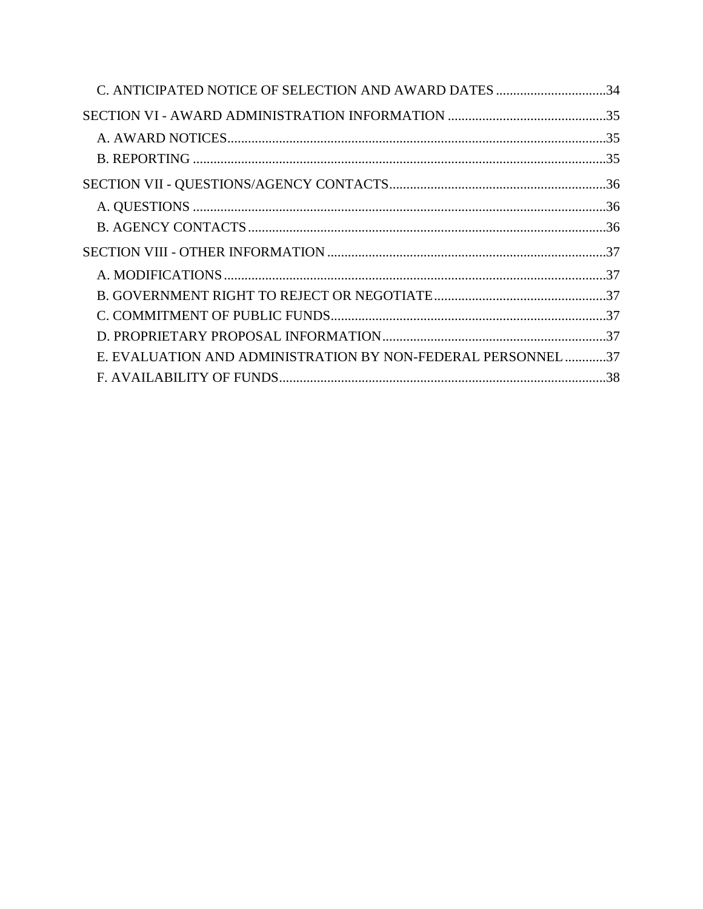C. ANTICIPATED NOTICE OF SELECTION AND AWARD DATES ................................34

SECTION VI - AWARD ADMINISTRATION INFORMATION ..............................................35

A. AWARD NOTICES.............................................................................................................35

B. REPORTING .......................................................................................................................35

SECTION VII - QUESTIONS/AGENCY CONTACTS...............................................................36

A. QUESTIONS ........................................................................................................................36

B. AGENCY CONTACTS.......................................................................................................36

SECTION VIII - OTHER INFORMATION .................................................................................37

A. MODIFICATIONS...............................................................................................................37

B. GOVERNMENT RIGHT TO REJECT OR NEGOTIATE..................................................37

C. COMMITMENT OF PUBLIC FUNDS................................................................................37

D. PROPRIETARY PROPOSAL INFORMATION.................................................................37

E. EVALUATION AND ADMINISTRATION BY NON-FEDERAL PERSONNEL ............37

F. AVAILABILITY OF FUNDS...............................................................................................38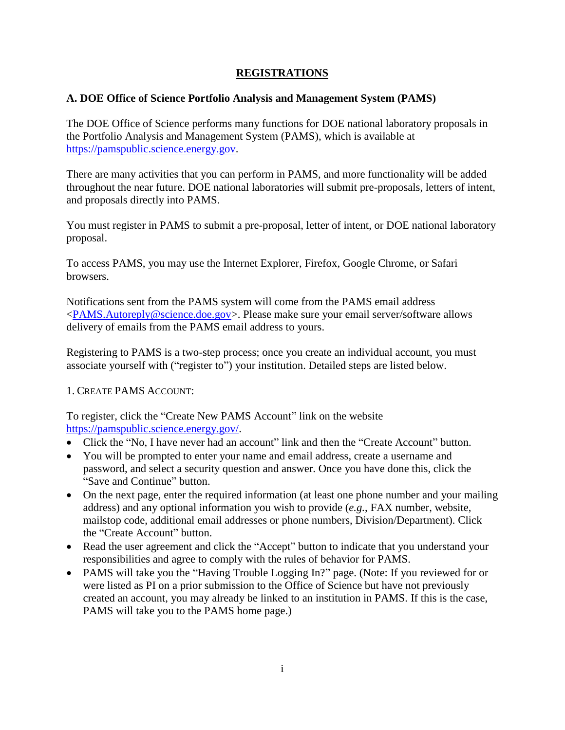## REGISTRATIONS

### A. DOE Office of Science Portfolio Analysis and Management System (PAMS)

The DOE Office of Science performs many functions for DOE national laboratory proposals in the Portfolio Analysis and Management System (PAMS), which is available at https://pamspublic.science.energy.gov.

There are many activities that you can perform in PAMS, and more functionality will be added throughout the near future. DOE national laboratories will submit pre-proposals, letters of intent, and proposals directly into PAMS.

You must register in PAMS to submit a pre-proposal, letter of intent, or DOE national laboratory proposal.

To access PAMS, you may use the Internet Explorer, Firefox, Google Chrome, or Safari browsers.

Notifications sent from the PAMS system will come from the PAMS email address <PAMS.Autoreply@science.doe.gov>. Please make sure your email server/software allows delivery of emails from the PAMS email address to yours.

Registering to PAMS is a two-step process; once you create an individual account, you must associate yourself with ("register to") your institution. Detailed steps are listed below.

1. CREATE PAMS ACCOUNT:

To register, click the "Create New PAMS Account" link on the website https://pamspublic.science.energy.gov/.

- Click the "No, I have never had an account" link and then the "Create Account" button.
- You will be prompted to enter your name and email address, create a username and password, and select a security question and answer. Once you have done this, click the "Save and Continue" button.
- On the next page, enter the required information (at least one phone number and your mailing address) and any optional information you wish to provide (*e.g.*, FAX number, website, mailstop code, additional email addresses or phone numbers, Division/Department). Click the "Create Account" button.
- Read the user agreement and click the "Accept" button to indicate that you understand your responsibilities and agree to comply with the rules of behavior for PAMS.
- PAMS will take you the "Having Trouble Logging In?" page. (Note: If you reviewed for or were listed as PI on a prior submission to the Office of Science but have not previously created an account, you may already be linked to an institution in PAMS. If this is the case, PAMS will take you to the PAMS home page.)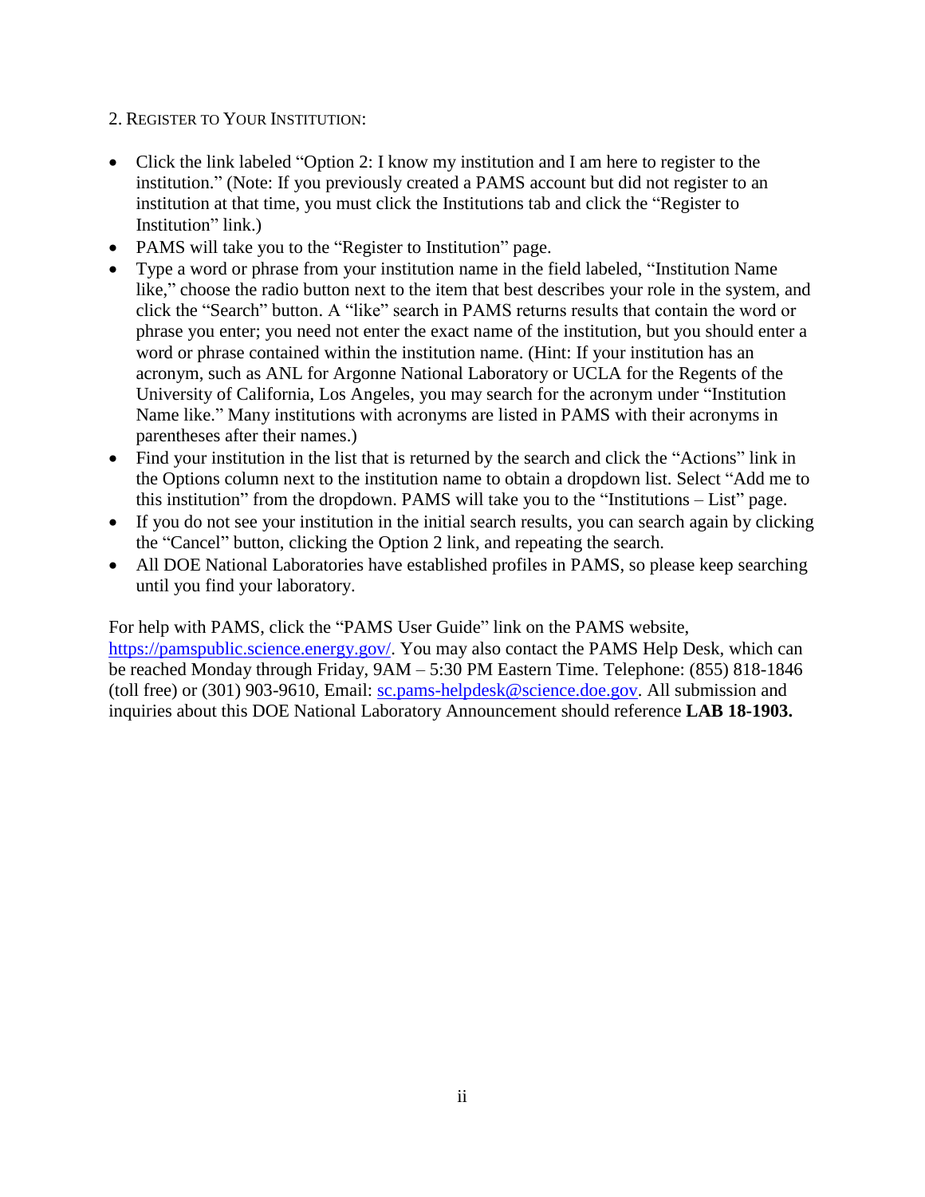2. REGISTER TO YOUR INSTITUTION:

- Click the link labeled "Option 2: I know my institution and I am here to register to the institution." (Note: If you previously created a PAMS account but did not register to an institution at that time, you must click the Institutions tab and click the "Register to Institution" link.)
- PAMS will take you to the "Register to Institution" page.
- Type a word or phrase from your institution name in the field labeled, "Institution Name like," choose the radio button next to the item that best describes your role in the system, and click the "Search" button. A "like" search in PAMS returns results that contain the word or phrase you enter; you need not enter the exact name of the institution, but you should enter a word or phrase contained within the institution name. (Hint: If your institution has an acronym, such as ANL for Argonne National Laboratory or UCLA for the Regents of the University of California, Los Angeles, you may search for the acronym under "Institution Name like." Many institutions with acronyms are listed in PAMS with their acronyms in parentheses after their names.)
- Find your institution in the list that is returned by the search and click the "Actions" link in the Options column next to the institution name to obtain a dropdown list. Select "Add me to this institution" from the dropdown. PAMS will take you to the "Institutions – List" page.
- If you do not see your institution in the initial search results, you can search again by clicking the "Cancel" button, clicking the Option 2 link, and repeating the search.
- All DOE National Laboratories have established profiles in PAMS, so please keep searching until you find your laboratory.

For help with PAMS, click the "PAMS User Guide" link on the PAMS website, https://pamspublic.science.energy.gov/. You may also contact the PAMS Help Desk, which can be reached Monday through Friday, 9AM – 5:30 PM Eastern Time. Telephone: (855) 818-1846 (toll free) or (301) 903-9610, Email: sc.pams-helpdesk@science.doe.gov. All submission and inquiries about this DOE National Laboratory Announcement should reference **LAB 18-1903.**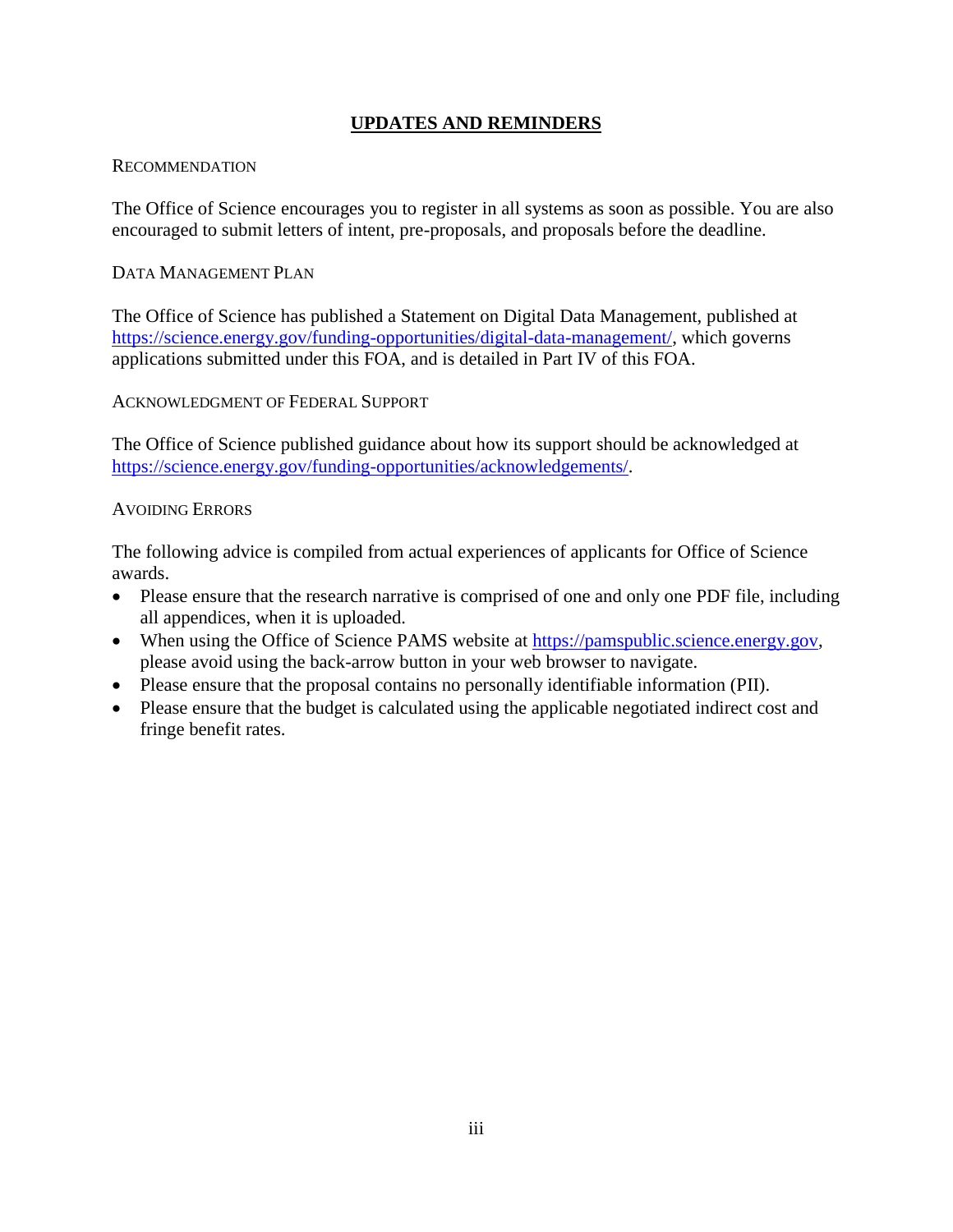## UPDATES AND REMINDERS

### RECOMMENDATION

The Office of Science encourages you to register in all systems as soon as possible. You are also encouraged to submit letters of intent, pre-proposals, and proposals before the deadline.

### DATA MANAGEMENT PLAN

The Office of Science has published a Statement on Digital Data Management, published at https://science.energy.gov/funding-opportunities/digital-data-management/, which governs applications submitted under this FOA, and is detailed in Part IV of this FOA.

### ACKNOWLEDGMENT OF FEDERAL SUPPORT

The Office of Science published guidance about how its support should be acknowledged at https://science.energy.gov/funding-opportunities/acknowledgements/.

### AVOIDING ERRORS

The following advice is compiled from actual experiences of applicants for Office of Science awards.

- Please ensure that the research narrative is comprised of one and only one PDF file, including all appendices, when it is uploaded.
- When using the Office of Science PAMS website at https://pamspublic.science.energy.gov, please avoid using the back-arrow button in your web browser to navigate.
- Please ensure that the proposal contains no personally identifiable information (PII).
- Please ensure that the budget is calculated using the applicable negotiated indirect cost and fringe benefit rates.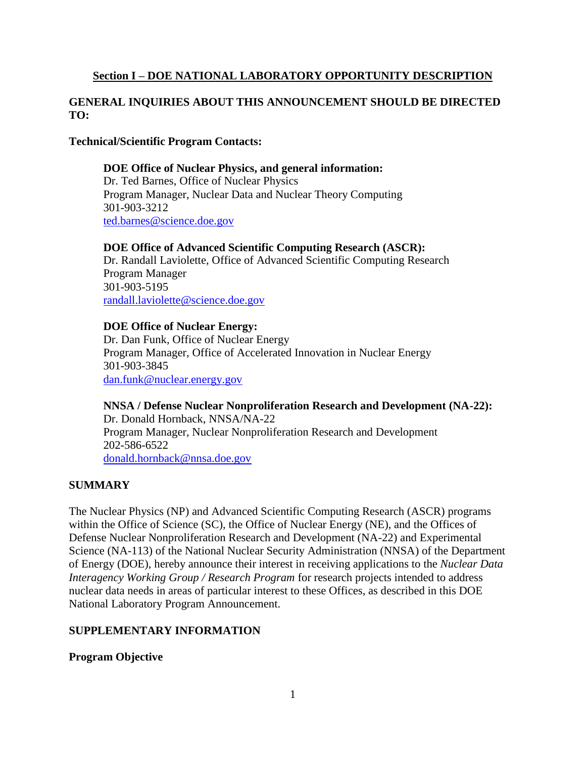## Section I – DOE NATIONAL LABORATORY OPPORTUNITY DESCRIPTION

### GENERAL INQUIRIES ABOUT THIS ANNOUNCEMENT SHOULD BE DIRECTED TO:

**Technical/Scientific Program Contacts:**

**DOE Office of Nuclear Physics, and general information:**
Dr. Ted Barnes, Office of Nuclear Physics
Program Manager, Nuclear Data and Nuclear Theory Computing
301-903-3212
ted.barnes@science.doe.gov

**DOE Office of Advanced Scientific Computing Research (ASCR):**
Dr. Randall Laviolette, Office of Advanced Scientific Computing Research
Program Manager
301-903-5195
randall.laviolette@science.doe.gov

**DOE Office of Nuclear Energy:**
Dr. Dan Funk, Office of Nuclear Energy
Program Manager, Office of Accelerated Innovation in Nuclear Energy
301-903-3845
dan.funk@nuclear.energy.gov

**NNSA / Defense Nuclear Nonproliferation Research and Development (NA-22):**
Dr. Donald Hornback, NNSA/NA-22
Program Manager, Nuclear Nonproliferation Research and Development
202-586-6522
donald.hornback@nnsa.doe.gov

### SUMMARY

The Nuclear Physics (NP) and Advanced Scientific Computing Research (ASCR) programs within the Office of Science (SC), the Office of Nuclear Energy (NE), and the Offices of Defense Nuclear Nonproliferation Research and Development (NA-22) and Experimental Science (NA-113) of the National Nuclear Security Administration (NNSA) of the Department of Energy (DOE), hereby announce their interest in receiving applications to the *Nuclear Data Interagency Working Group / Research Program* for research projects intended to address nuclear data needs in areas of particular interest to these Offices, as described in this DOE National Laboratory Program Announcement.

### SUPPLEMENTARY INFORMATION

**Program Objective**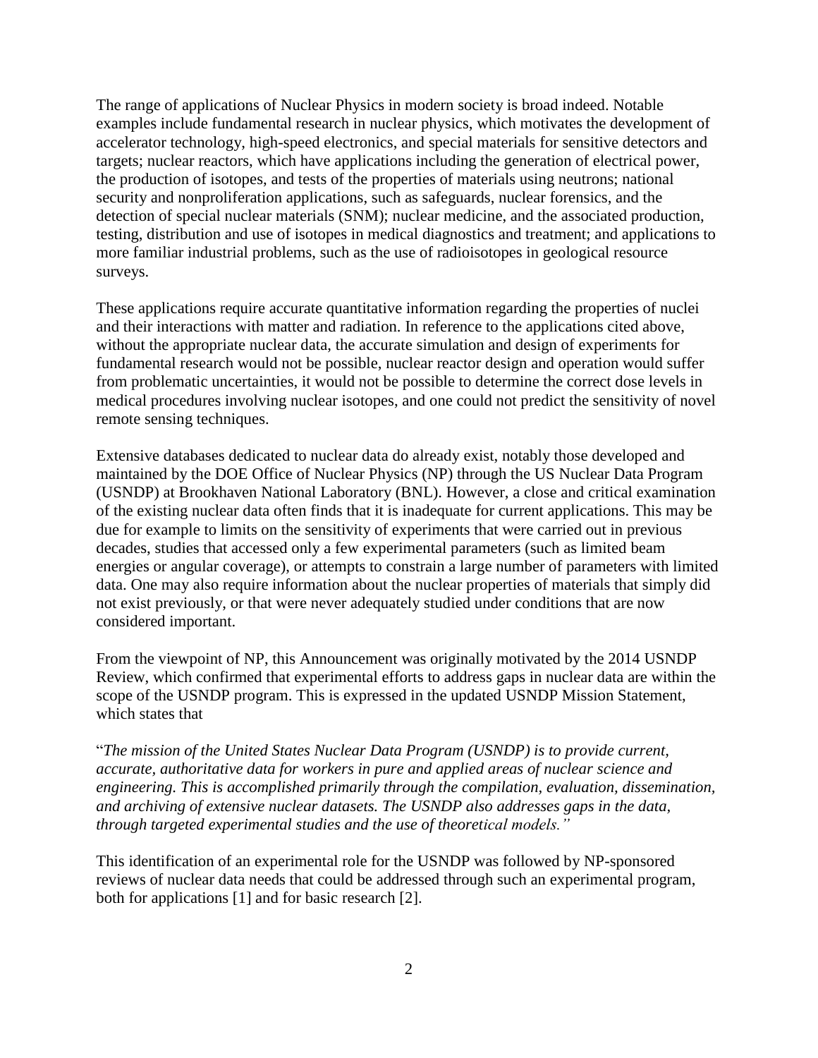The range of applications of Nuclear Physics in modern society is broad indeed. Notable examples include fundamental research in nuclear physics, which motivates the development of accelerator technology, high-speed electronics, and special materials for sensitive detectors and targets; nuclear reactors, which have applications including the generation of electrical power, the production of isotopes, and tests of the properties of materials using neutrons; national security and nonproliferation applications, such as safeguards, nuclear forensics, and the detection of special nuclear materials (SNM); nuclear medicine, and the associated production, testing, distribution and use of isotopes in medical diagnostics and treatment; and applications to more familiar industrial problems, such as the use of radioisotopes in geological resource surveys.

These applications require accurate quantitative information regarding the properties of nuclei and their interactions with matter and radiation. In reference to the applications cited above, without the appropriate nuclear data, the accurate simulation and design of experiments for fundamental research would not be possible, nuclear reactor design and operation would suffer from problematic uncertainties, it would not be possible to determine the correct dose levels in medical procedures involving nuclear isotopes, and one could not predict the sensitivity of novel remote sensing techniques.

Extensive databases dedicated to nuclear data do already exist, notably those developed and maintained by the DOE Office of Nuclear Physics (NP) through the US Nuclear Data Program (USNDP) at Brookhaven National Laboratory (BNL). However, a close and critical examination of the existing nuclear data often finds that it is inadequate for current applications. This may be due for example to limits on the sensitivity of experiments that were carried out in previous decades, studies that accessed only a few experimental parameters (such as limited beam energies or angular coverage), or attempts to constrain a large number of parameters with limited data. One may also require information about the nuclear properties of materials that simply did not exist previously, or that were never adequately studied under conditions that are now considered important.

From the viewpoint of NP, this Announcement was originally motivated by the 2014 USNDP Review, which confirmed that experimental efforts to address gaps in nuclear data are within the scope of the USNDP program. This is expressed in the updated USNDP Mission Statement, which states that

"*The mission of the United States Nuclear Data Program (USNDP) is to provide current, accurate, authoritative data for workers in pure and applied areas of nuclear science and engineering. This is accomplished primarily through the compilation, evaluation, dissemination, and archiving of extensive nuclear datasets. The USNDP also addresses gaps in the data, through targeted experimental studies and the use of theoretical models.*"

This identification of an experimental role for the USNDP was followed by NP-sponsored reviews of nuclear data needs that could be addressed through such an experimental program, both for applications [1] and for basic research [2].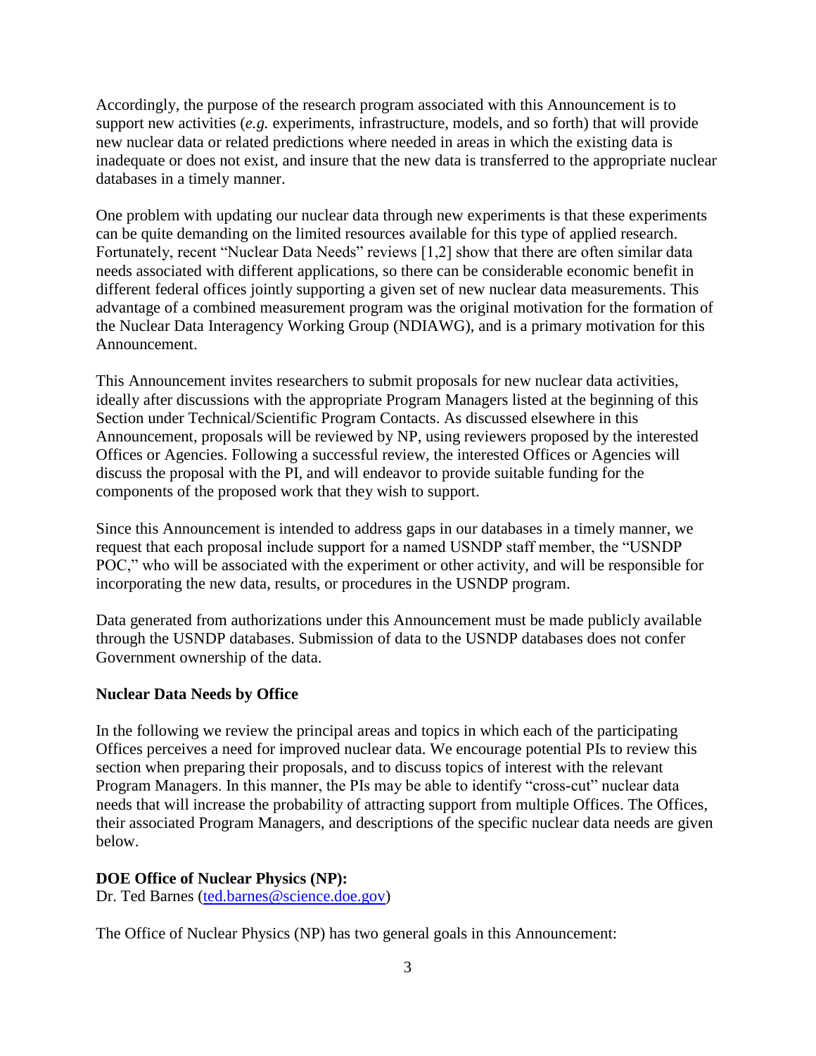Accordingly, the purpose of the research program associated with this Announcement is to support new activities (*e.g.* experiments, infrastructure, models, and so forth) that will provide new nuclear data or related predictions where needed in areas in which the existing data is inadequate or does not exist, and insure that the new data is transferred to the appropriate nuclear databases in a timely manner.

One problem with updating our nuclear data through new experiments is that these experiments can be quite demanding on the limited resources available for this type of applied research. Fortunately, recent "Nuclear Data Needs" reviews [1,2] show that there are often similar data needs associated with different applications, so there can be considerable economic benefit in different federal offices jointly supporting a given set of new nuclear data measurements. This advantage of a combined measurement program was the original motivation for the formation of the Nuclear Data Interagency Working Group (NDIAWG), and is a primary motivation for this Announcement.

This Announcement invites researchers to submit proposals for new nuclear data activities, ideally after discussions with the appropriate Program Managers listed at the beginning of this Section under Technical/Scientific Program Contacts. As discussed elsewhere in this Announcement, proposals will be reviewed by NP, using reviewers proposed by the interested Offices or Agencies. Following a successful review, the interested Offices or Agencies will discuss the proposal with the PI, and will endeavor to provide suitable funding for the components of the proposed work that they wish to support.

Since this Announcement is intended to address gaps in our databases in a timely manner, we request that each proposal include support for a named USNDP staff member, the "USNDP POC," who will be associated with the experiment or other activity, and will be responsible for incorporating the new data, results, or procedures in the USNDP program.

Data generated from authorizations under this Announcement must be made publicly available through the USNDP databases. Submission of data to the USNDP databases does not confer Government ownership of the data.

**Nuclear Data Needs by Office**

In the following we review the principal areas and topics in which each of the participating Offices perceives a need for improved nuclear data. We encourage potential PIs to review this section when preparing their proposals, and to discuss topics of interest with the relevant Program Managers. In this manner, the PIs may be able to identify "cross-cut" nuclear data needs that will increase the probability of attracting support from multiple Offices. The Offices, their associated Program Managers, and descriptions of the specific nuclear data needs are given below.

**DOE Office of Nuclear Physics (NP):**
Dr. Ted Barnes (ted.barnes@science.doe.gov)

The Office of Nuclear Physics (NP) has two general goals in this Announcement: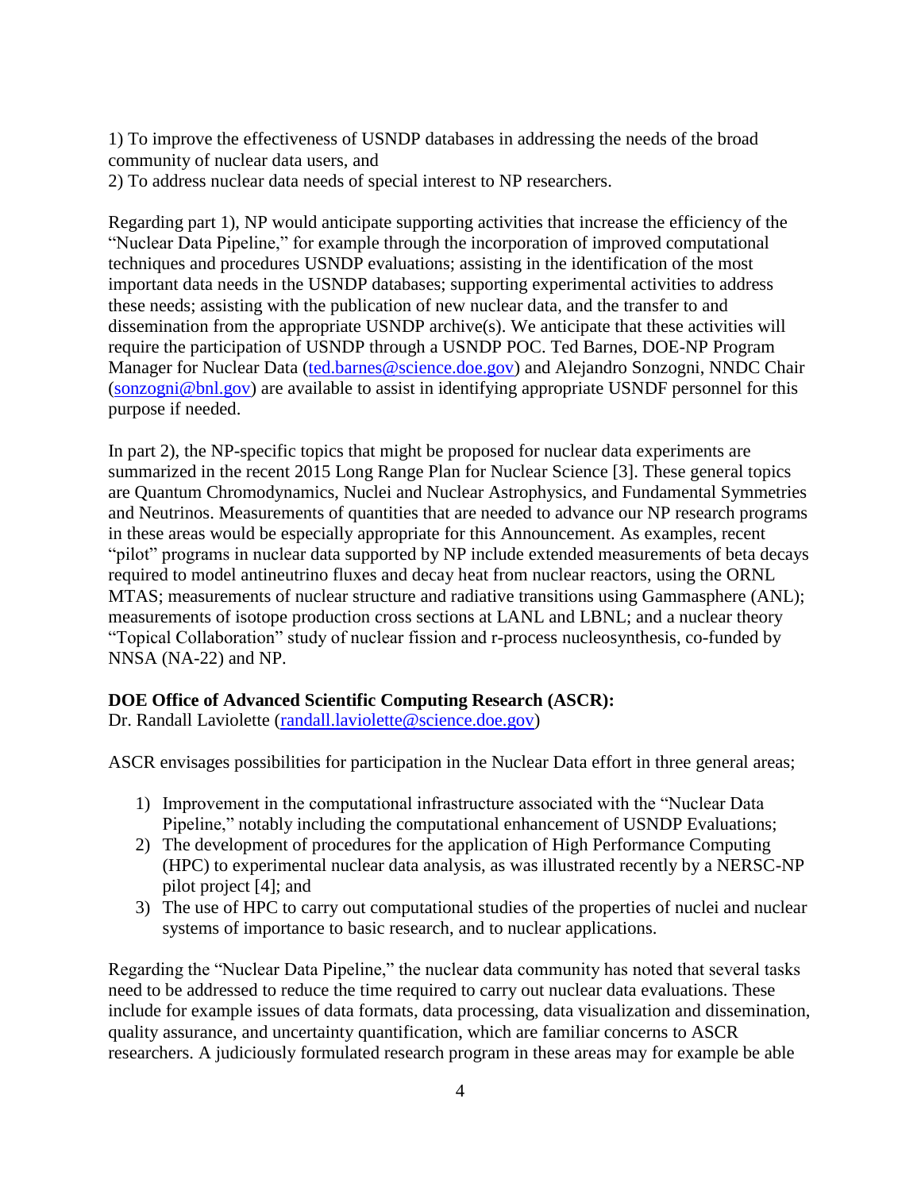1) To improve the effectiveness of USNDP databases in addressing the needs of the broad community of nuclear data users, and
2) To address nuclear data needs of special interest to NP researchers.

Regarding part 1), NP would anticipate supporting activities that increase the efficiency of the "Nuclear Data Pipeline," for example through the incorporation of improved computational techniques and procedures USNDP evaluations; assisting in the identification of the most important data needs in the USNDP databases; supporting experimental activities to address these needs; assisting with the publication of new nuclear data, and the transfer to and dissemination from the appropriate USNDP archive(s). We anticipate that these activities will require the participation of USNDP through a USNDP POC. Ted Barnes, DOE-NP Program Manager for Nuclear Data (ted.barnes@science.doe.gov) and Alejandro Sonzogni, NNDC Chair (sonzogni@bnl.gov) are available to assist in identifying appropriate USNDF personnel for this purpose if needed.

In part 2), the NP-specific topics that might be proposed for nuclear data experiments are summarized in the recent 2015 Long Range Plan for Nuclear Science [3]. These general topics are Quantum Chromodynamics, Nuclei and Nuclear Astrophysics, and Fundamental Symmetries and Neutrinos. Measurements of quantities that are needed to advance our NP research programs in these areas would be especially appropriate for this Announcement. As examples, recent "pilot" programs in nuclear data supported by NP include extended measurements of beta decays required to model antineutrino fluxes and decay heat from nuclear reactors, using the ORNL MTAS; measurements of nuclear structure and radiative transitions using Gammasphere (ANL); measurements of isotope production cross sections at LANL and LBNL; and a nuclear theory "Topical Collaboration" study of nuclear fission and r-process nucleosynthesis, co-funded by NNSA (NA-22) and NP.

**DOE Office of Advanced Scientific Computing Research (ASCR):**
Dr. Randall Laviolette (randall.laviolette@science.doe.gov)

ASCR envisages possibilities for participation in the Nuclear Data effort in three general areas;

1) Improvement in the computational infrastructure associated with the "Nuclear Data Pipeline," notably including the computational enhancement of USNDP Evaluations;
2) The development of procedures for the application of High Performance Computing (HPC) to experimental nuclear data analysis, as was illustrated recently by a NERSC-NP pilot project [4]; and
3) The use of HPC to carry out computational studies of the properties of nuclei and nuclear systems of importance to basic research, and to nuclear applications.

Regarding the "Nuclear Data Pipeline," the nuclear data community has noted that several tasks need to be addressed to reduce the time required to carry out nuclear data evaluations. These include for example issues of data formats, data processing, data visualization and dissemination, quality assurance, and uncertainty quantification, which are familiar concerns to ASCR researchers. A judiciously formulated research program in these areas may for example be able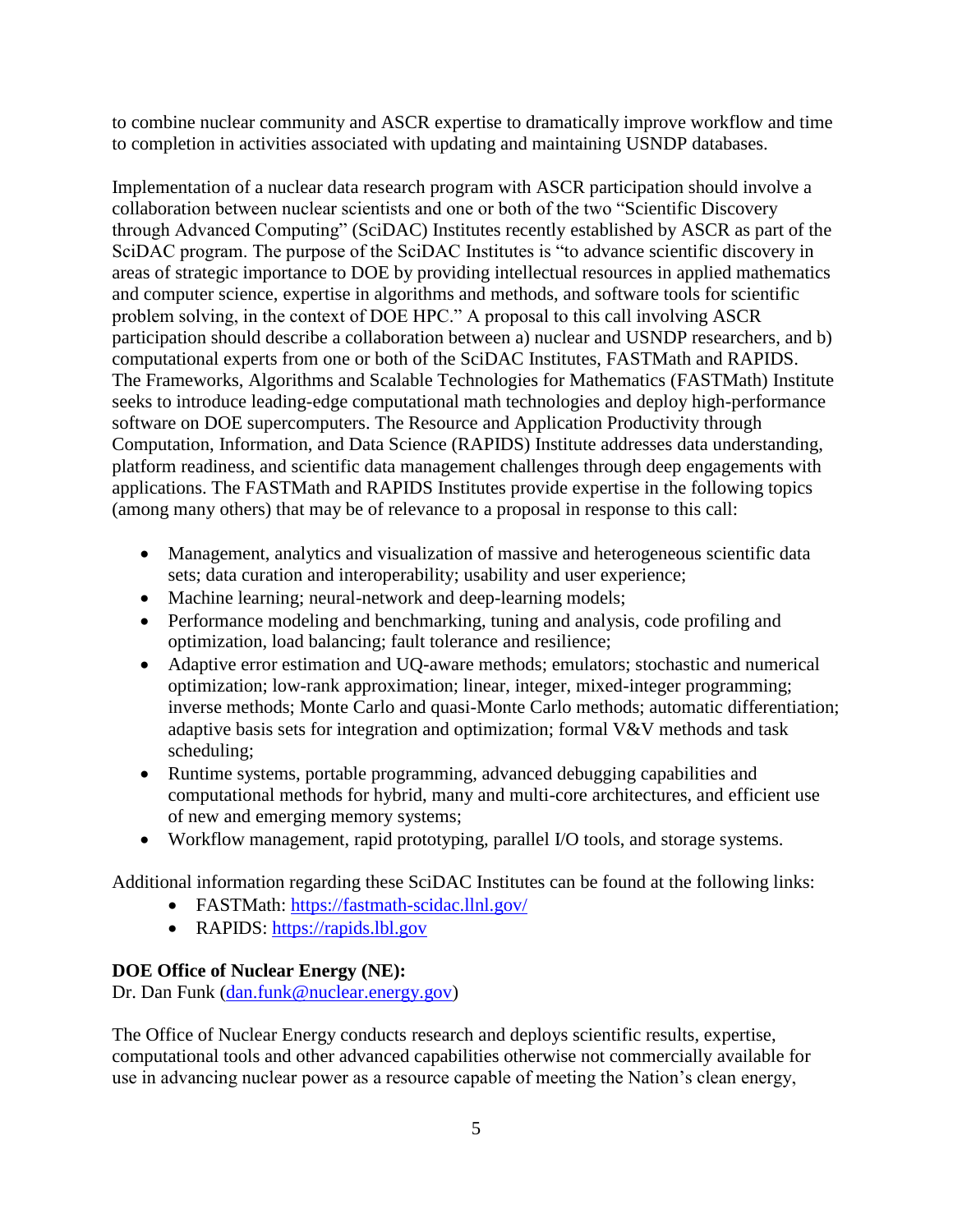to combine nuclear community and ASCR expertise to dramatically improve workflow and time to completion in activities associated with updating and maintaining USNDP databases.

Implementation of a nuclear data research program with ASCR participation should involve a collaboration between nuclear scientists and one or both of the two "Scientific Discovery through Advanced Computing" (SciDAC) Institutes recently established by ASCR as part of the SciDAC program. The purpose of the SciDAC Institutes is "to advance scientific discovery in areas of strategic importance to DOE by providing intellectual resources in applied mathematics and computer science, expertise in algorithms and methods, and software tools for scientific problem solving, in the context of DOE HPC." A proposal to this call involving ASCR participation should describe a collaboration between a) nuclear and USNDP researchers, and b) computational experts from one or both of the SciDAC Institutes, FASTMath and RAPIDS. The Frameworks, Algorithms and Scalable Technologies for Mathematics (FASTMath) Institute seeks to introduce leading-edge computational math technologies and deploy high-performance software on DOE supercomputers. The Resource and Application Productivity through Computation, Information, and Data Science (RAPIDS) Institute addresses data understanding, platform readiness, and scientific data management challenges through deep engagements with applications. The FASTMath and RAPIDS Institutes provide expertise in the following topics (among many others) that may be of relevance to a proposal in response to this call:

- Management, analytics and visualization of massive and heterogeneous scientific data sets; data curation and interoperability; usability and user experience;
- Machine learning; neural-network and deep-learning models;
- Performance modeling and benchmarking, tuning and analysis, code profiling and optimization, load balancing; fault tolerance and resilience;
- Adaptive error estimation and UQ-aware methods; emulators; stochastic and numerical optimization; low-rank approximation; linear, integer, mixed-integer programming; inverse methods; Monte Carlo and quasi-Monte Carlo methods; automatic differentiation; adaptive basis sets for integration and optimization; formal V&V methods and task scheduling;
- Runtime systems, portable programming, advanced debugging capabilities and computational methods for hybrid, many and multi-core architectures, and efficient use of new and emerging memory systems;
- Workflow management, rapid prototyping, parallel I/O tools, and storage systems.

Additional information regarding these SciDAC Institutes can be found at the following links:

- FASTMath: https://fastmath-scidac.llnl.gov/
- RAPIDS: https://rapids.lbl.gov

**DOE Office of Nuclear Energy (NE):**
Dr. Dan Funk (dan.funk@nuclear.energy.gov)

The Office of Nuclear Energy conducts research and deploys scientific results, expertise, computational tools and other advanced capabilities otherwise not commercially available for use in advancing nuclear power as a resource capable of meeting the Nation's clean energy,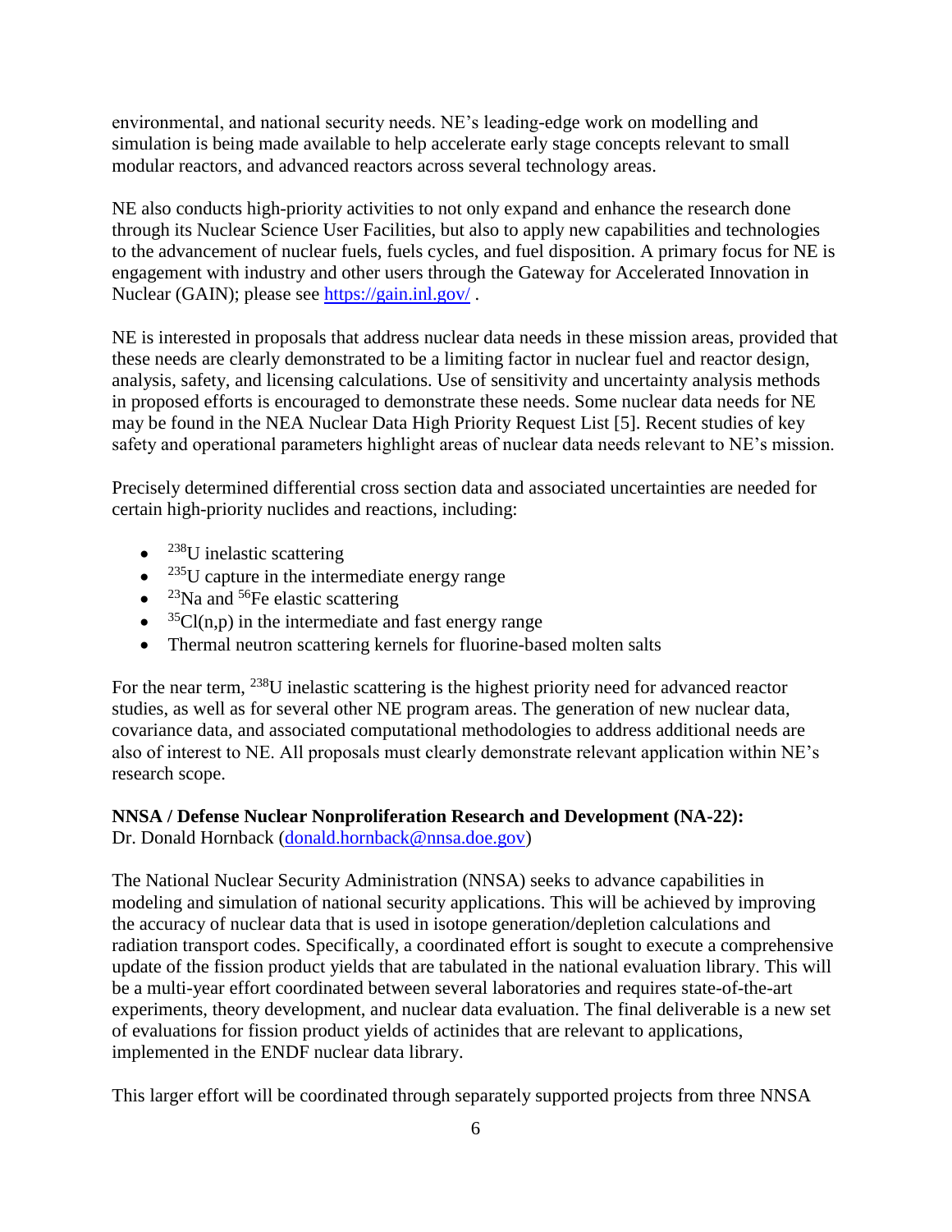environmental, and national security needs. NE's leading-edge work on modelling and simulation is being made available to help accelerate early stage concepts relevant to small modular reactors, and advanced reactors across several technology areas.

NE also conducts high-priority activities to not only expand and enhance the research done through its Nuclear Science User Facilities, but also to apply new capabilities and technologies to the advancement of nuclear fuels, fuels cycles, and fuel disposition. A primary focus for NE is engagement with industry and other users through the Gateway for Accelerated Innovation in Nuclear (GAIN); please see https://gain.inl.gov/ .

NE is interested in proposals that address nuclear data needs in these mission areas, provided that these needs are clearly demonstrated to be a limiting factor in nuclear fuel and reactor design, analysis, safety, and licensing calculations. Use of sensitivity and uncertainty analysis methods in proposed efforts is encouraged to demonstrate these needs. Some nuclear data needs for NE may be found in the NEA Nuclear Data High Priority Request List [5]. Recent studies of key safety and operational parameters highlight areas of nuclear data needs relevant to NE's mission.

Precisely determined differential cross section data and associated uncertainties are needed for certain high-priority nuclides and reactions, including:

- $^{238}U$ inelastic scattering
- $^{235}U$ capture in the intermediate energy range
- $^{23}Na$ and $^{56}Fe$ elastic scattering
- $^{35}Cl(n,p)$ in the intermediate and fast energy range
- Thermal neutron scattering kernels for fluorine-based molten salts

For the near term, $^{238}U$ inelastic scattering is the highest priority need for advanced reactor studies, as well as for several other NE program areas. The generation of new nuclear data, covariance data, and associated computational methodologies to address additional needs are also of interest to NE. All proposals must clearly demonstrate relevant application within NE's research scope.

**NNSA / Defense Nuclear Nonproliferation Research and Development (NA-22):**
Dr. Donald Hornback (donald.hornback@nnsa.doe.gov)

The National Nuclear Security Administration (NNSA) seeks to advance capabilities in modeling and simulation of national security applications. This will be achieved by improving the accuracy of nuclear data that is used in isotope generation/depletion calculations and radiation transport codes. Specifically, a coordinated effort is sought to execute a comprehensive update of the fission product yields that are tabulated in the national evaluation library. This will be a multi-year effort coordinated between several laboratories and requires state-of-the-art experiments, theory development, and nuclear data evaluation. The final deliverable is a new set of evaluations for fission product yields of actinides that are relevant to applications, implemented in the ENDF nuclear data library.

This larger effort will be coordinated through separately supported projects from three NNSA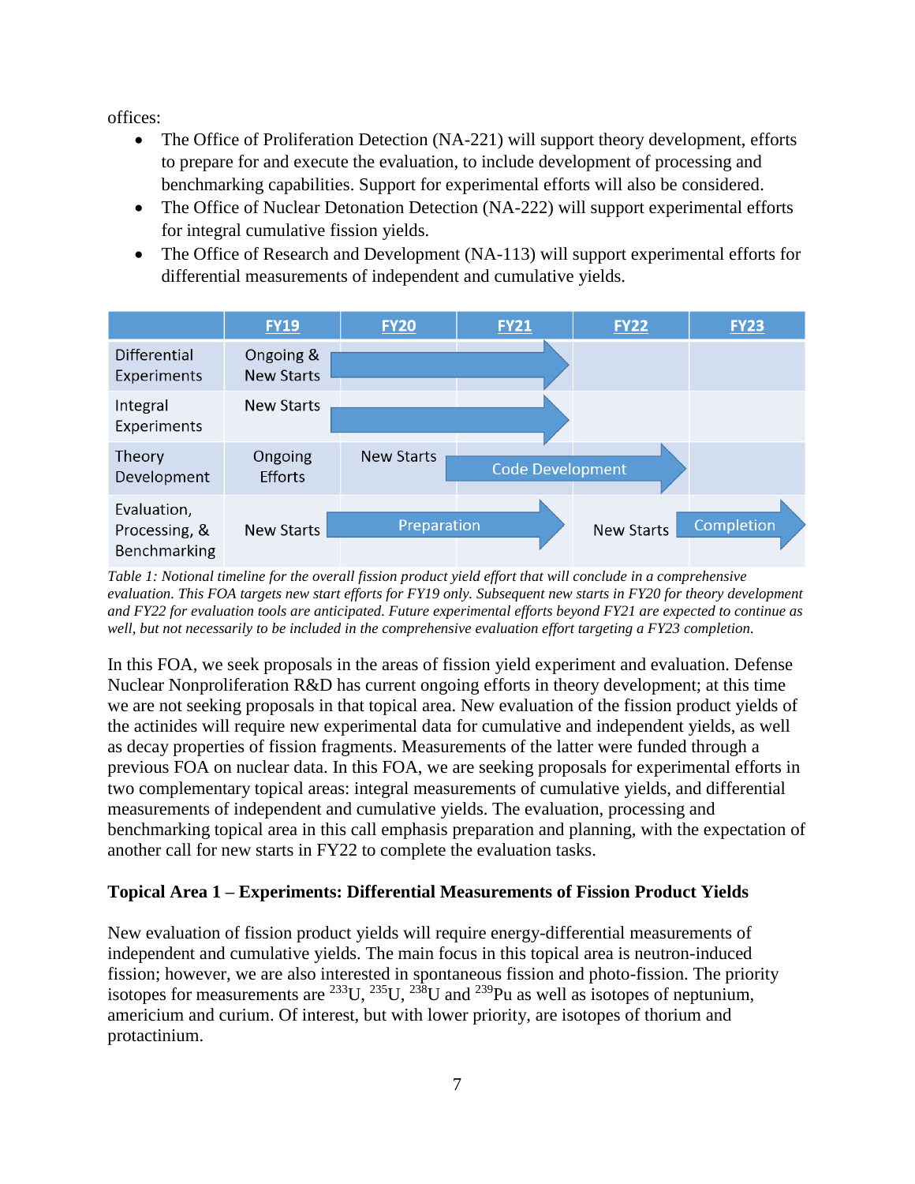offices:

- The Office of Proliferation Detection (NA-221) will support theory development, efforts to prepare for and execute the evaluation, to include development of processing and benchmarking capabilities. Support for experimental efforts will also be considered.
- The Office of Nuclear Detonation Detection (NA-222) will support experimental efforts for integral cumulative fission yields.
- The Office of Research and Development (NA-113) will support experimental efforts for differential measurements of independent and cumulative yields.

| | FY19 | FY20 | FY21 | FY22 | FY23 |
|---|---|---|---|---|---|
| Differential Experiments | Ongoing & New Starts | → | → | | |
| Integral Experiments | New Starts | → | → | | |
| Theory Development | Ongoing Efforts | New Starts | Code Development → | Code Development → | |
| Evaluation, Processing, & Benchmarking | New Starts | Preparation → | Preparation → | New Starts | Completion → |

*Table 1: Notional timeline for the overall fission product yield effort that will conclude in a comprehensive evaluation. This FOA targets new start efforts for FY19 only. Subsequent new starts in FY20 for theory development and FY22 for evaluation tools are anticipated. Future experimental efforts beyond FY21 are expected to continue as well, but not necessarily to be included in the comprehensive evaluation effort targeting a FY23 completion.*

In this FOA, we seek proposals in the areas of fission yield experiment and evaluation. Defense Nuclear Nonproliferation R&D has current ongoing efforts in theory development; at this time we are not seeking proposals in that topical area. New evaluation of the fission product yields of the actinides will require new experimental data for cumulative and independent yields, as well as decay properties of fission fragments. Measurements of the latter were funded through a previous FOA on nuclear data. In this FOA, we are seeking proposals for experimental efforts in two complementary topical areas: integral measurements of cumulative yields, and differential measurements of independent and cumulative yields. The evaluation, processing and benchmarking topical area in this call emphasis preparation and planning, with the expectation of another call for new starts in FY22 to complete the evaluation tasks.

**Topical Area 1 – Experiments: Differential Measurements of Fission Product Yields**

New evaluation of fission product yields will require energy-differential measurements of independent and cumulative yields. The main focus in this topical area is neutron-induced fission; however, we are also interested in spontaneous fission and photo-fission. The priority isotopes for measurements are $^{233}U$, $^{235}U$, $^{238}U$ and $^{239}Pu$ as well as isotopes of neptunium, americium and curium. Of interest, but with lower priority, are isotopes of thorium and protactinium.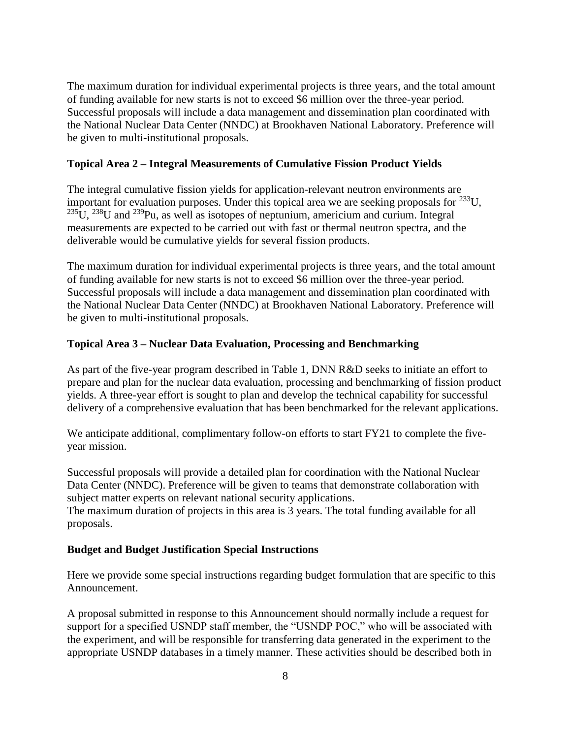The maximum duration for individual experimental projects is three years, and the total amount of funding available for new starts is not to exceed \$6 million over the three-year period. Successful proposals will include a data management and dissemination plan coordinated with the National Nuclear Data Center (NNDC) at Brookhaven National Laboratory. Preference will be given to multi-institutional proposals.

**Topical Area 2 – Integral Measurements of Cumulative Fission Product Yields**

The integral cumulative fission yields for application-relevant neutron environments are important for evaluation purposes. Under this topical area we are seeking proposals for $^{233}U$, $^{235}U$, $^{238}U$ and $^{239}Pu$, as well as isotopes of neptunium, americium and curium. Integral measurements are expected to be carried out with fast or thermal neutron spectra, and the deliverable would be cumulative yields for several fission products.

The maximum duration for individual experimental projects is three years, and the total amount of funding available for new starts is not to exceed \$6 million over the three-year period. Successful proposals will include a data management and dissemination plan coordinated with the National Nuclear Data Center (NNDC) at Brookhaven National Laboratory. Preference will be given to multi-institutional proposals.

**Topical Area 3 – Nuclear Data Evaluation, Processing and Benchmarking**

As part of the five-year program described in Table 1, DNN R&D seeks to initiate an effort to prepare and plan for the nuclear data evaluation, processing and benchmarking of fission product yields. A three-year effort is sought to plan and develop the technical capability for successful delivery of a comprehensive evaluation that has been benchmarked for the relevant applications.

We anticipate additional, complimentary follow-on efforts to start FY21 to complete the five-year mission.

Successful proposals will provide a detailed plan for coordination with the National Nuclear Data Center (NNDC). Preference will be given to teams that demonstrate collaboration with subject matter experts on relevant national security applications.
The maximum duration of projects in this area is 3 years. The total funding available for all proposals.

**Budget and Budget Justification Special Instructions**

Here we provide some special instructions regarding budget formulation that are specific to this Announcement.

A proposal submitted in response to this Announcement should normally include a request for support for a specified USNDP staff member, the "USNDP POC," who will be associated with the experiment, and will be responsible for transferring data generated in the experiment to the appropriate USNDP databases in a timely manner. These activities should be described both in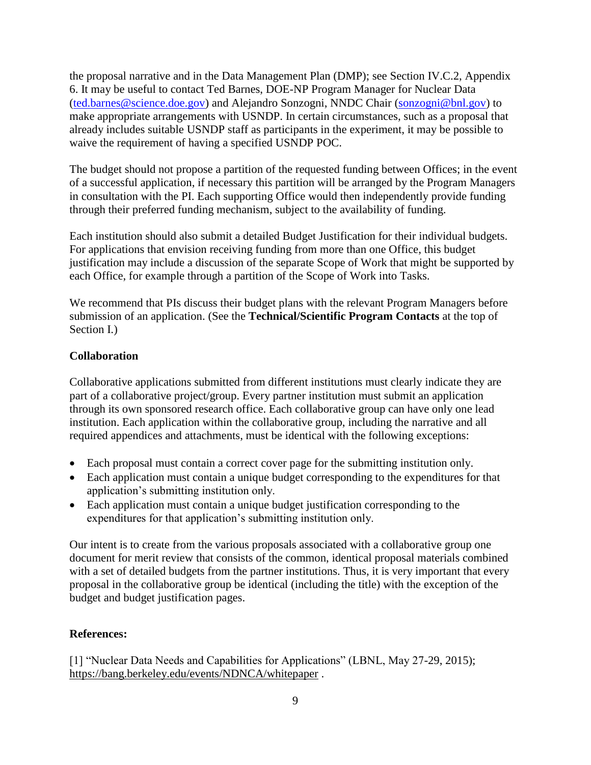the proposal narrative and in the Data Management Plan (DMP); see Section IV.C.2, Appendix 6. It may be useful to contact Ted Barnes, DOE-NP Program Manager for Nuclear Data (ted.barnes@science.doe.gov) and Alejandro Sonzogni, NNDC Chair (sonzogni@bnl.gov) to make appropriate arrangements with USNDP. In certain circumstances, such as a proposal that already includes suitable USNDP staff as participants in the experiment, it may be possible to waive the requirement of having a specified USNDP POC.

The budget should not propose a partition of the requested funding between Offices; in the event of a successful application, if necessary this partition will be arranged by the Program Managers in consultation with the PI. Each supporting Office would then independently provide funding through their preferred funding mechanism, subject to the availability of funding.

Each institution should also submit a detailed Budget Justification for their individual budgets. For applications that envision receiving funding from more than one Office, this budget justification may include a discussion of the separate Scope of Work that might be supported by each Office, for example through a partition of the Scope of Work into Tasks.

We recommend that PIs discuss their budget plans with the relevant Program Managers before submission of an application. (See the **Technical/Scientific Program Contacts** at the top of Section I.)

**Collaboration**

Collaborative applications submitted from different institutions must clearly indicate they are part of a collaborative project/group. Every partner institution must submit an application through its own sponsored research office. Each collaborative group can have only one lead institution. Each application within the collaborative group, including the narrative and all required appendices and attachments, must be identical with the following exceptions:

- Each proposal must contain a correct cover page for the submitting institution only.
- Each application must contain a unique budget corresponding to the expenditures for that application's submitting institution only.
- Each application must contain a unique budget justification corresponding to the expenditures for that application's submitting institution only.

Our intent is to create from the various proposals associated with a collaborative group one document for merit review that consists of the common, identical proposal materials combined with a set of detailed budgets from the partner institutions. Thus, it is very important that every proposal in the collaborative group be identical (including the title) with the exception of the budget and budget justification pages.

**References:**

[1] "Nuclear Data Needs and Capabilities for Applications" (LBNL, May 27-29, 2015); https://bang.berkeley.edu/events/NDNCA/whitepaper .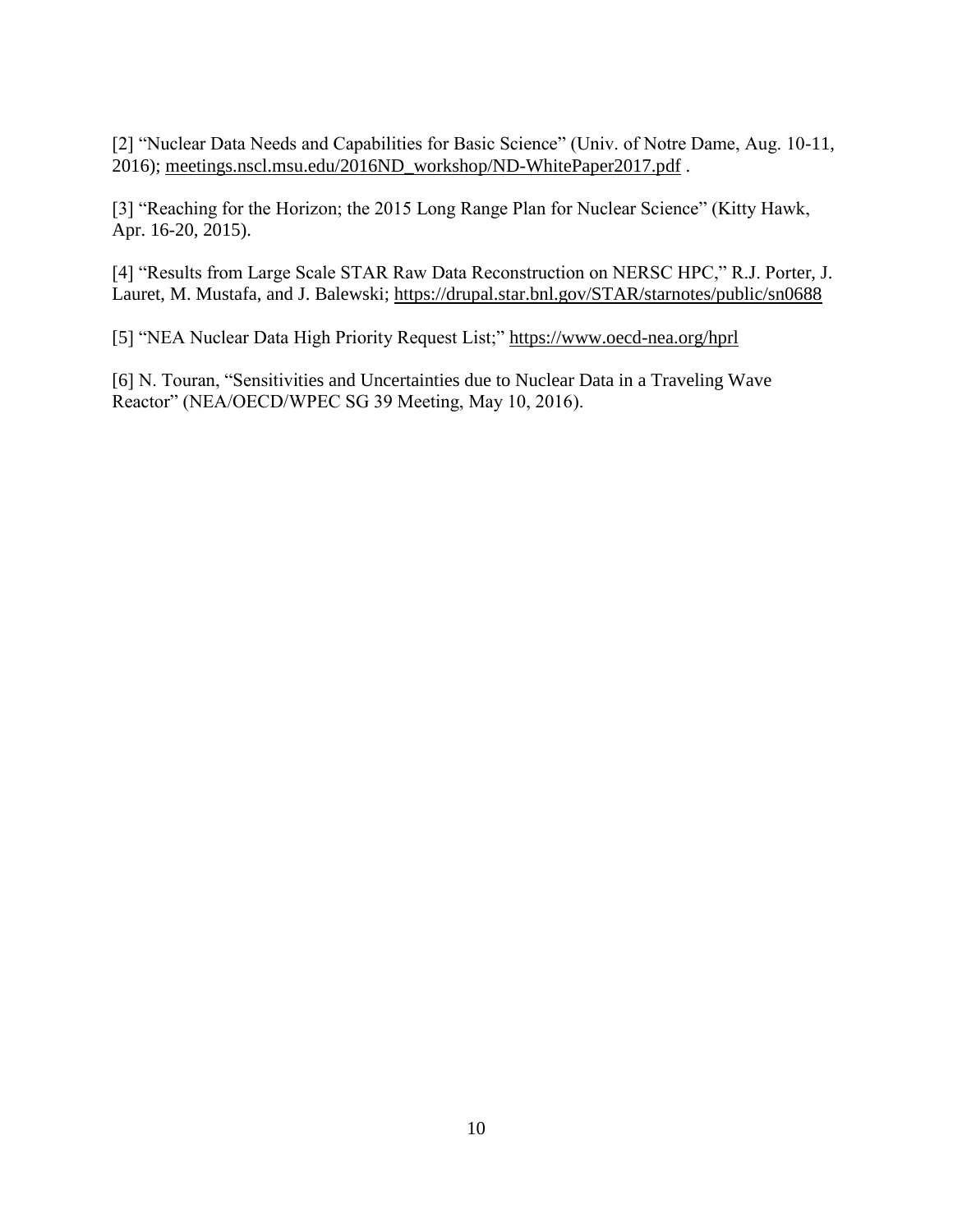[2] "Nuclear Data Needs and Capabilities for Basic Science" (Univ. of Notre Dame, Aug. 10-11, 2016); meetings.nscl.msu.edu/2016ND_workshop/ND-WhitePaper2017.pdf .

[3] "Reaching for the Horizon; the 2015 Long Range Plan for Nuclear Science" (Kitty Hawk, Apr. 16-20, 2015).

[4] "Results from Large Scale STAR Raw Data Reconstruction on NERSC HPC," R.J. Porter, J. Lauret, M. Mustafa, and J. Balewski; https://drupal.star.bnl.gov/STAR/starnotes/public/sn0688

[5] "NEA Nuclear Data High Priority Request List;" https://www.oecd-nea.org/hprl

[6] N. Touran, "Sensitivities and Uncertainties due to Nuclear Data in a Traveling Wave Reactor" (NEA/OECD/WPEC SG 39 Meeting, May 10, 2016).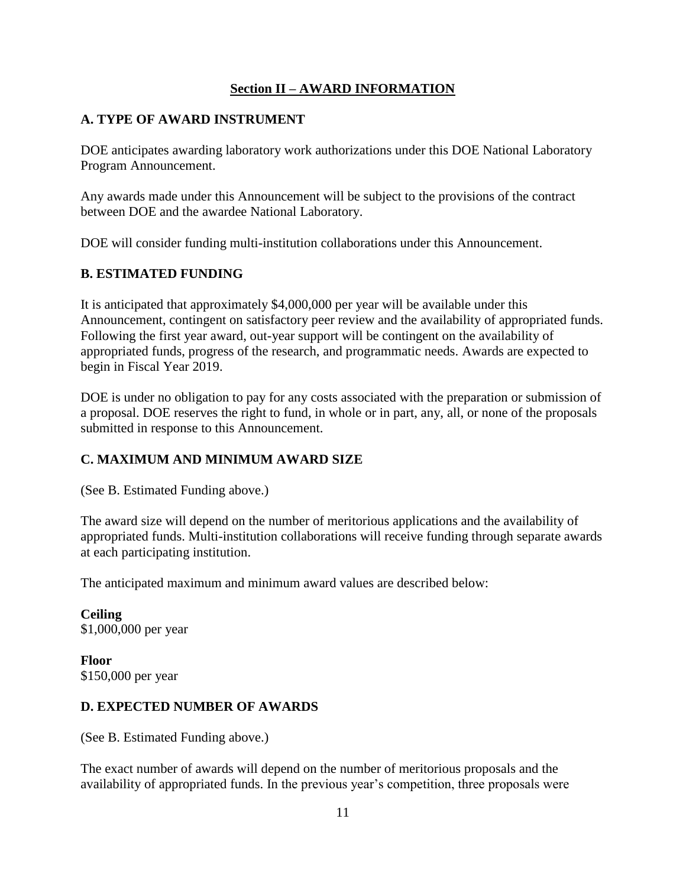## Section II – AWARD INFORMATION

### A. TYPE OF AWARD INSTRUMENT

DOE anticipates awarding laboratory work authorizations under this DOE National Laboratory Program Announcement.

Any awards made under this Announcement will be subject to the provisions of the contract between DOE and the awardee National Laboratory.

DOE will consider funding multi-institution collaborations under this Announcement.

### B. ESTIMATED FUNDING

It is anticipated that approximately $4,000,000 per year will be available under this Announcement, contingent on satisfactory peer review and the availability of appropriated funds. Following the first year award, out-year support will be contingent on the availability of appropriated funds, progress of the research, and programmatic needs. Awards are expected to begin in Fiscal Year 2019.

DOE is under no obligation to pay for any costs associated with the preparation or submission of a proposal. DOE reserves the right to fund, in whole or in part, any, all, or none of the proposals submitted in response to this Announcement.

### C. MAXIMUM AND MINIMUM AWARD SIZE

(See B. Estimated Funding above.)

The award size will depend on the number of meritorious applications and the availability of appropriated funds. Multi-institution collaborations will receive funding through separate awards at each participating institution.

The anticipated maximum and minimum award values are described below:

**Ceiling**
$1,000,000 per year

**Floor**
$150,000 per year

### D. EXPECTED NUMBER OF AWARDS

(See B. Estimated Funding above.)

The exact number of awards will depend on the number of meritorious proposals and the availability of appropriated funds. In the previous year's competition, three proposals were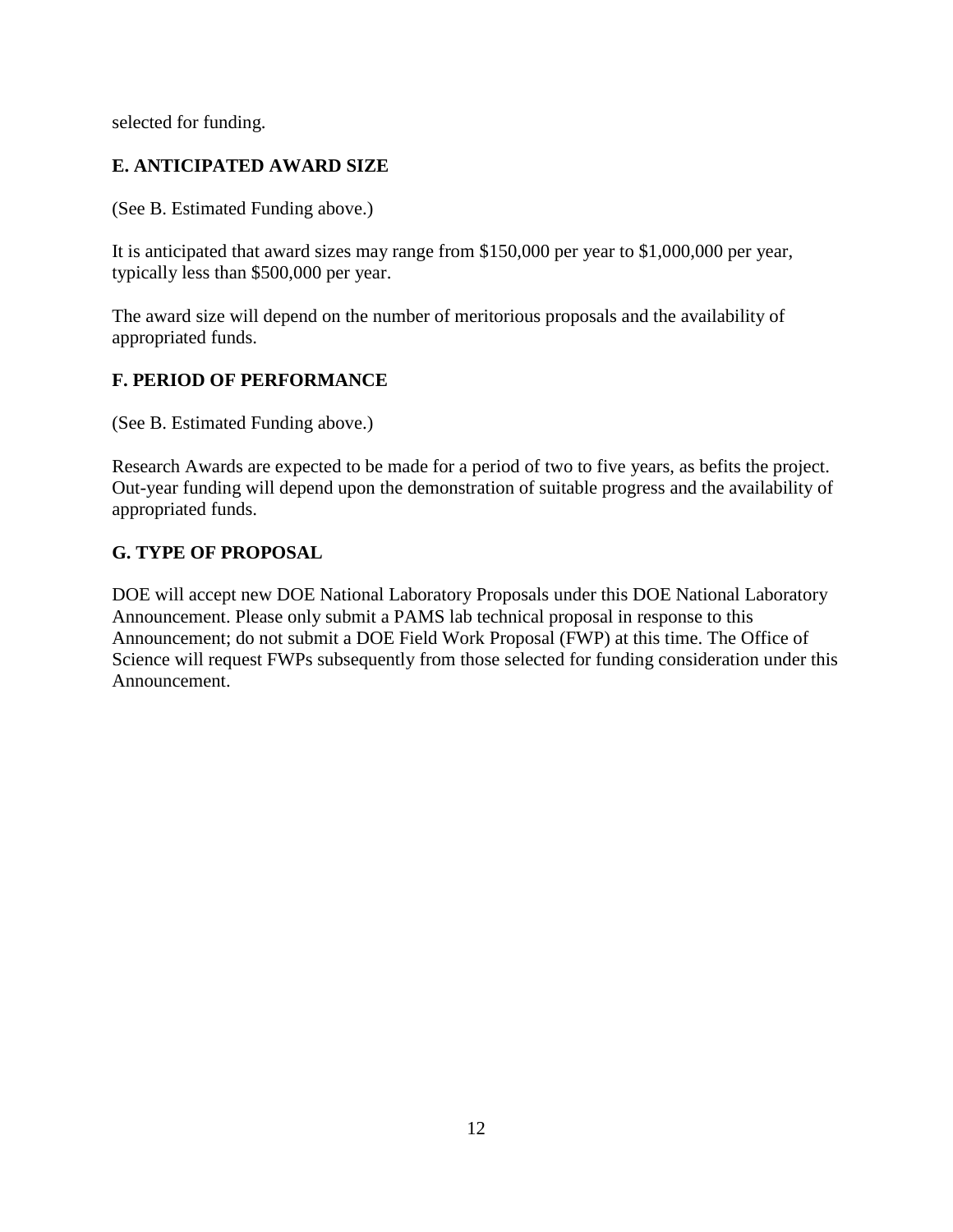selected for funding.

## E. ANTICIPATED AWARD SIZE

(See B. Estimated Funding above.)

It is anticipated that award sizes may range from $150,000 per year to $1,000,000 per year, typically less than $500,000 per year.

The award size will depend on the number of meritorious proposals and the availability of appropriated funds.

## F. PERIOD OF PERFORMANCE

(See B. Estimated Funding above.)

Research Awards are expected to be made for a period of two to five years, as befits the project. Out-year funding will depend upon the demonstration of suitable progress and the availability of appropriated funds.

## G. TYPE OF PROPOSAL

DOE will accept new DOE National Laboratory Proposals under this DOE National Laboratory Announcement. Please only submit a PAMS lab technical proposal in response to this Announcement; do not submit a DOE Field Work Proposal (FWP) at this time. The Office of Science will request FWPs subsequently from those selected for funding consideration under this Announcement.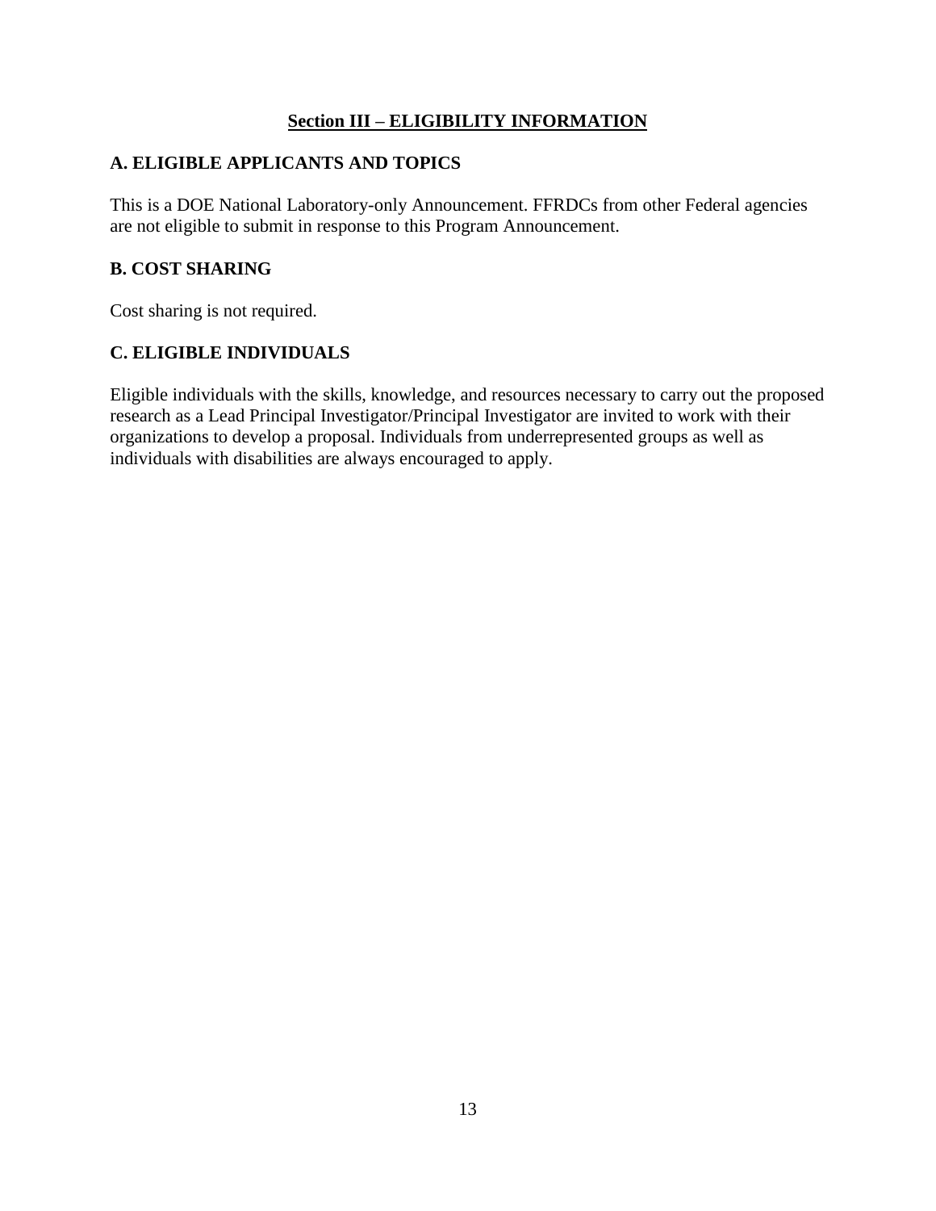## Section III – ELIGIBILITY INFORMATION

### A. ELIGIBLE APPLICANTS AND TOPICS

This is a DOE National Laboratory-only Announcement. FFRDCs from other Federal agencies are not eligible to submit in response to this Program Announcement.

### B. COST SHARING

Cost sharing is not required.

### C. ELIGIBLE INDIVIDUALS

Eligible individuals with the skills, knowledge, and resources necessary to carry out the proposed research as a Lead Principal Investigator/Principal Investigator are invited to work with their organizations to develop a proposal. Individuals from underrepresented groups as well as individuals with disabilities are always encouraged to apply.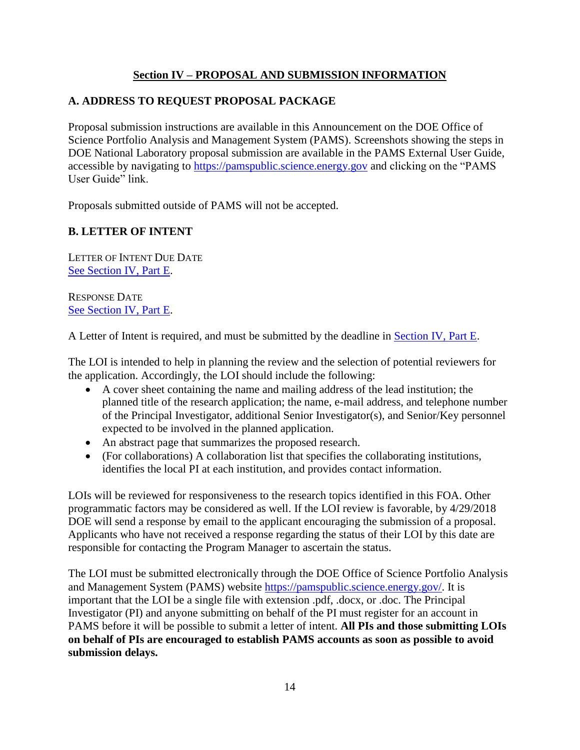## Section IV – PROPOSAL AND SUBMISSION INFORMATION

### A. ADDRESS TO REQUEST PROPOSAL PACKAGE

Proposal submission instructions are available in this Announcement on the DOE Office of Science Portfolio Analysis and Management System (PAMS). Screenshots showing the steps in DOE National Laboratory proposal submission are available in the PAMS External User Guide, accessible by navigating to https://pamspublic.science.energy.gov and clicking on the "PAMS User Guide" link.

Proposals submitted outside of PAMS will not be accepted.

### B. LETTER OF INTENT

LETTER OF INTENT DUE DATE
See Section IV, Part E.

RESPONSE DATE
See Section IV, Part E.

A Letter of Intent is required, and must be submitted by the deadline in Section IV, Part E.

The LOI is intended to help in planning the review and the selection of potential reviewers for the application. Accordingly, the LOI should include the following:

- A cover sheet containing the name and mailing address of the lead institution; the planned title of the research application; the name, e-mail address, and telephone number of the Principal Investigator, additional Senior Investigator(s), and Senior/Key personnel expected to be involved in the planned application.
- An abstract page that summarizes the proposed research.
- (For collaborations) A collaboration list that specifies the collaborating institutions, identifies the local PI at each institution, and provides contact information.

LOIs will be reviewed for responsiveness to the research topics identified in this FOA. Other programmatic factors may be considered as well. If the LOI review is favorable, by 4/29/2018 DOE will send a response by email to the applicant encouraging the submission of a proposal. Applicants who have not received a response regarding the status of their LOI by this date are responsible for contacting the Program Manager to ascertain the status.

The LOI must be submitted electronically through the DOE Office of Science Portfolio Analysis and Management System (PAMS) website https://pamspublic.science.energy.gov/. It is important that the LOI be a single file with extension .pdf, .docx, or .doc. The Principal Investigator (PI) and anyone submitting on behalf of the PI must register for an account in PAMS before it will be possible to submit a letter of intent. **All PIs and those submitting LOIs on behalf of PIs are encouraged to establish PAMS accounts as soon as possible to avoid submission delays.**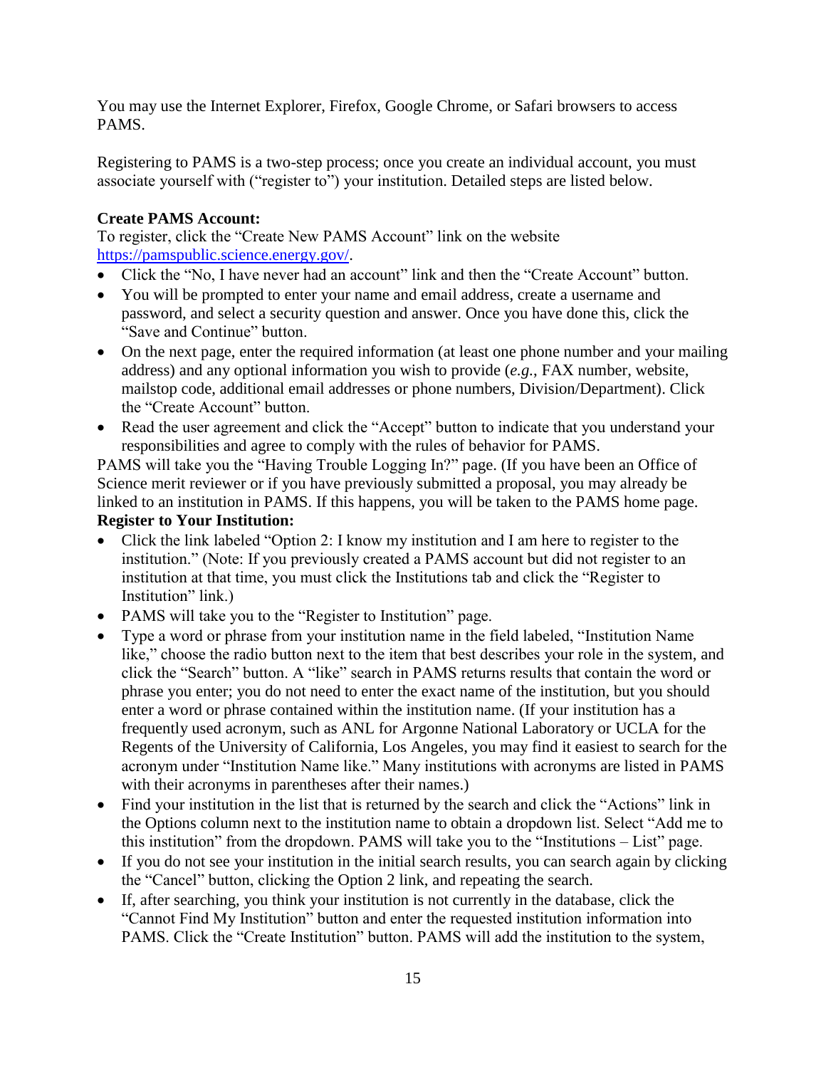You may use the Internet Explorer, Firefox, Google Chrome, or Safari browsers to access PAMS.

Registering to PAMS is a two-step process; once you create an individual account, you must associate yourself with ("register to") your institution. Detailed steps are listed below.

**Create PAMS Account:**
To register, click the "Create New PAMS Account" link on the website [https://pamspublic.science.energy.gov/](https://pamspublic.science.energy.gov/).

- Click the "No, I have never had an account" link and then the "Create Account" button.
- You will be prompted to enter your name and email address, create a username and password, and select a security question and answer. Once you have done this, click the "Save and Continue" button.
- On the next page, enter the required information (at least one phone number and your mailing address) and any optional information you wish to provide (*e.g.*, FAX number, website, mailstop code, additional email addresses or phone numbers, Division/Department). Click the "Create Account" button.
- Read the user agreement and click the "Accept" button to indicate that you understand your responsibilities and agree to comply with the rules of behavior for PAMS.

PAMS will take you the "Having Trouble Logging In?" page. (If you have been an Office of Science merit reviewer or if you have previously submitted a proposal, you may already be linked to an institution in PAMS. If this happens, you will be taken to the PAMS home page.

**Register to Your Institution:**

- Click the link labeled "Option 2: I know my institution and I am here to register to the institution." (Note: If you previously created a PAMS account but did not register to an institution at that time, you must click the Institutions tab and click the "Register to Institution" link.)
- PAMS will take you to the "Register to Institution" page.
- Type a word or phrase from your institution name in the field labeled, "Institution Name like," choose the radio button next to the item that best describes your role in the system, and click the "Search" button. A "like" search in PAMS returns results that contain the word or phrase you enter; you do not need to enter the exact name of the institution, but you should enter a word or phrase contained within the institution name. (If your institution has a frequently used acronym, such as ANL for Argonne National Laboratory or UCLA for the Regents of the University of California, Los Angeles, you may find it easiest to search for the acronym under "Institution Name like." Many institutions with acronyms are listed in PAMS with their acronyms in parentheses after their names.)
- Find your institution in the list that is returned by the search and click the "Actions" link in the Options column next to the institution name to obtain a dropdown list. Select "Add me to this institution" from the dropdown. PAMS will take you to the "Institutions – List" page.
- If you do not see your institution in the initial search results, you can search again by clicking the "Cancel" button, clicking the Option 2 link, and repeating the search.
- If, after searching, you think your institution is not currently in the database, click the "Cannot Find My Institution" button and enter the requested institution information into PAMS. Click the "Create Institution" button. PAMS will add the institution to the system,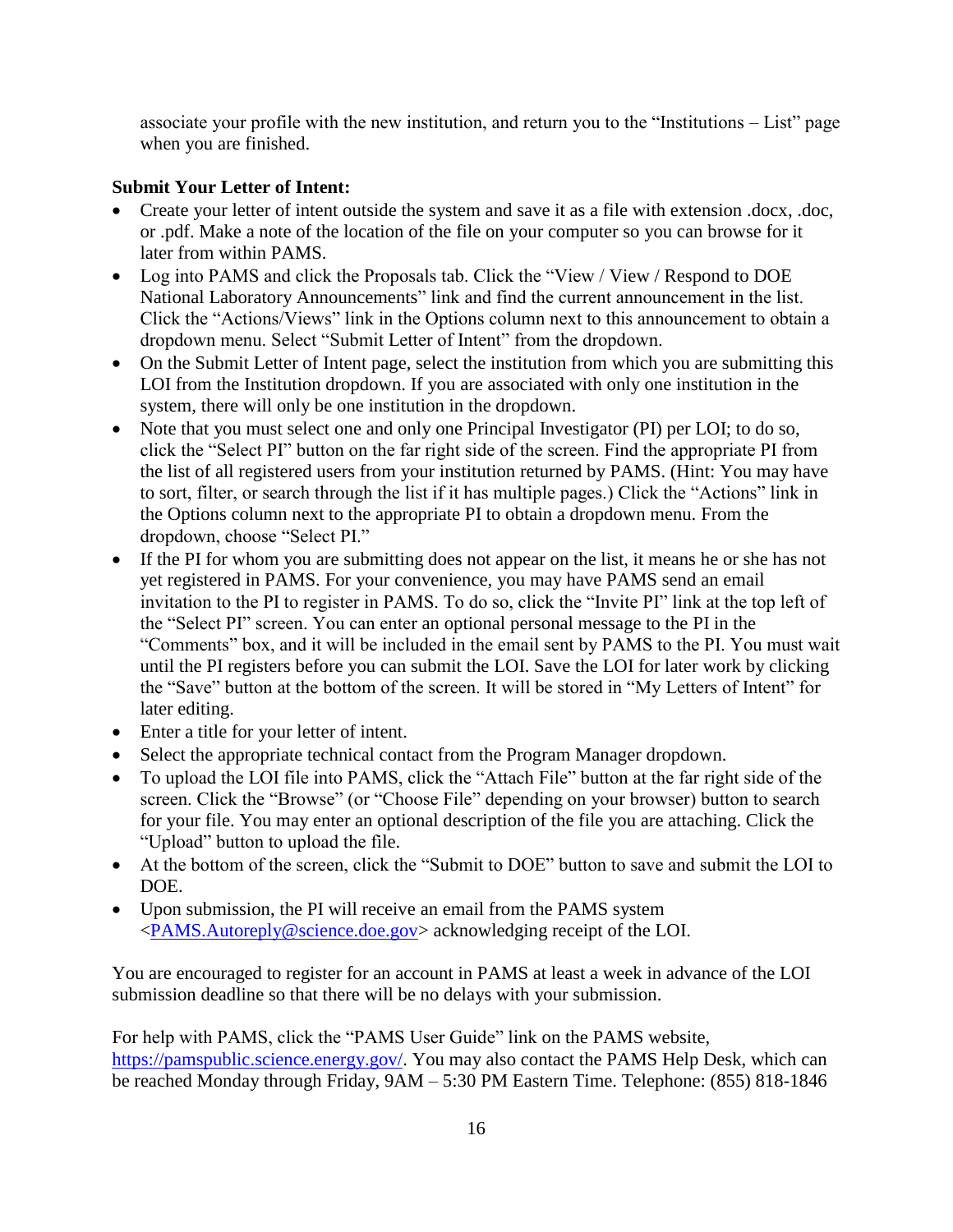associate your profile with the new institution, and return you to the “Institutions – List” page when you are finished.

**Submit Your Letter of Intent:**

- Create your letter of intent outside the system and save it as a file with extension .docx, .doc, or .pdf. Make a note of the location of the file on your computer so you can browse for it later from within PAMS.
- Log into PAMS and click the Proposals tab. Click the “View / View / Respond to DOE National Laboratory Announcements” link and find the current announcement in the list. Click the “Actions/Views” link in the Options column next to this announcement to obtain a dropdown menu. Select “Submit Letter of Intent” from the dropdown.
- On the Submit Letter of Intent page, select the institution from which you are submitting this LOI from the Institution dropdown. If you are associated with only one institution in the system, there will only be one institution in the dropdown.
- Note that you must select one and only one Principal Investigator (PI) per LOI; to do so, click the “Select PI” button on the far right side of the screen. Find the appropriate PI from the list of all registered users from your institution returned by PAMS. (Hint: You may have to sort, filter, or search through the list if it has multiple pages.) Click the “Actions” link in the Options column next to the appropriate PI to obtain a dropdown menu. From the dropdown, choose “Select PI.”
- If the PI for whom you are submitting does not appear on the list, it means he or she has not yet registered in PAMS. For your convenience, you may have PAMS send an email invitation to the PI to register in PAMS. To do so, click the “Invite PI” link at the top left of the “Select PI” screen. You can enter an optional personal message to the PI in the “Comments” box, and it will be included in the email sent by PAMS to the PI. You must wait until the PI registers before you can submit the LOI. Save the LOI for later work by clicking the “Save” button at the bottom of the screen. It will be stored in “My Letters of Intent” for later editing.
- Enter a title for your letter of intent.
- Select the appropriate technical contact from the Program Manager dropdown.
- To upload the LOI file into PAMS, click the “Attach File” button at the far right side of the screen. Click the “Browse” (or “Choose File” depending on your browser) button to search for your file. You may enter an optional description of the file you are attaching. Click the “Upload” button to upload the file.
- At the bottom of the screen, click the “Submit to DOE” button to save and submit the LOI to DOE.
- Upon submission, the PI will receive an email from the PAMS system <PAMS.Autoreply@science.doe.gov> acknowledging receipt of the LOI.

You are encouraged to register for an account in PAMS at least a week in advance of the LOI submission deadline so that there will be no delays with your submission.

For help with PAMS, click the “PAMS User Guide” link on the PAMS website, https://pamspublic.science.energy.gov/. You may also contact the PAMS Help Desk, which can be reached Monday through Friday, 9AM – 5:30 PM Eastern Time. Telephone: (855) 818-1846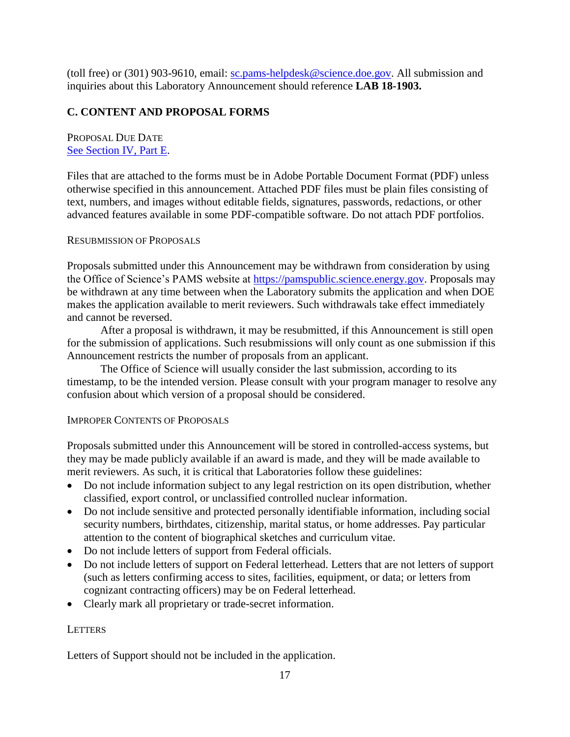(toll free) or (301) 903-9610, email: [sc.pams-helpdesk@science.doe.gov](mailto:sc.pams-helpdesk@science.doe.gov). All submission and inquiries about this Laboratory Announcement should reference **LAB 18-1903.**

## C. CONTENT AND PROPOSAL FORMS

PROPOSAL DUE DATE
[See Section IV, Part E](#).

Files that are attached to the forms must be in Adobe Portable Document Format (PDF) unless otherwise specified in this announcement. Attached PDF files must be plain files consisting of text, numbers, and images without editable fields, signatures, passwords, redactions, or other advanced features available in some PDF-compatible software. Do not attach PDF portfolios.

RESUBMISSION OF PROPOSALS

Proposals submitted under this Announcement may be withdrawn from consideration by using the Office of Science's PAMS website at [https://pamspublic.science.energy.gov](https://pamspublic.science.energy.gov). Proposals may be withdrawn at any time between when the Laboratory submits the application and when DOE makes the application available to merit reviewers. Such withdrawals take effect immediately and cannot be reversed.

After a proposal is withdrawn, it may be resubmitted, if this Announcement is still open for the submission of applications. Such resubmissions will only count as one submission if this Announcement restricts the number of proposals from an applicant.

The Office of Science will usually consider the last submission, according to its timestamp, to be the intended version. Please consult with your program manager to resolve any confusion about which version of a proposal should be considered.

IMPROPER CONTENTS OF PROPOSALS

Proposals submitted under this Announcement will be stored in controlled-access systems, but they may be made publicly available if an award is made, and they will be made available to merit reviewers. As such, it is critical that Laboratories follow these guidelines:

- Do not include information subject to any legal restriction on its open distribution, whether classified, export control, or unclassified controlled nuclear information.
- Do not include sensitive and protected personally identifiable information, including social security numbers, birthdates, citizenship, marital status, or home addresses. Pay particular attention to the content of biographical sketches and curriculum vitae.
- Do not include letters of support from Federal officials.
- Do not include letters of support on Federal letterhead. Letters that are not letters of support (such as letters confirming access to sites, facilities, equipment, or data; or letters from cognizant contracting officers) may be on Federal letterhead.
- Clearly mark all proprietary or trade-secret information.

LETTERS

Letters of Support should not be included in the application.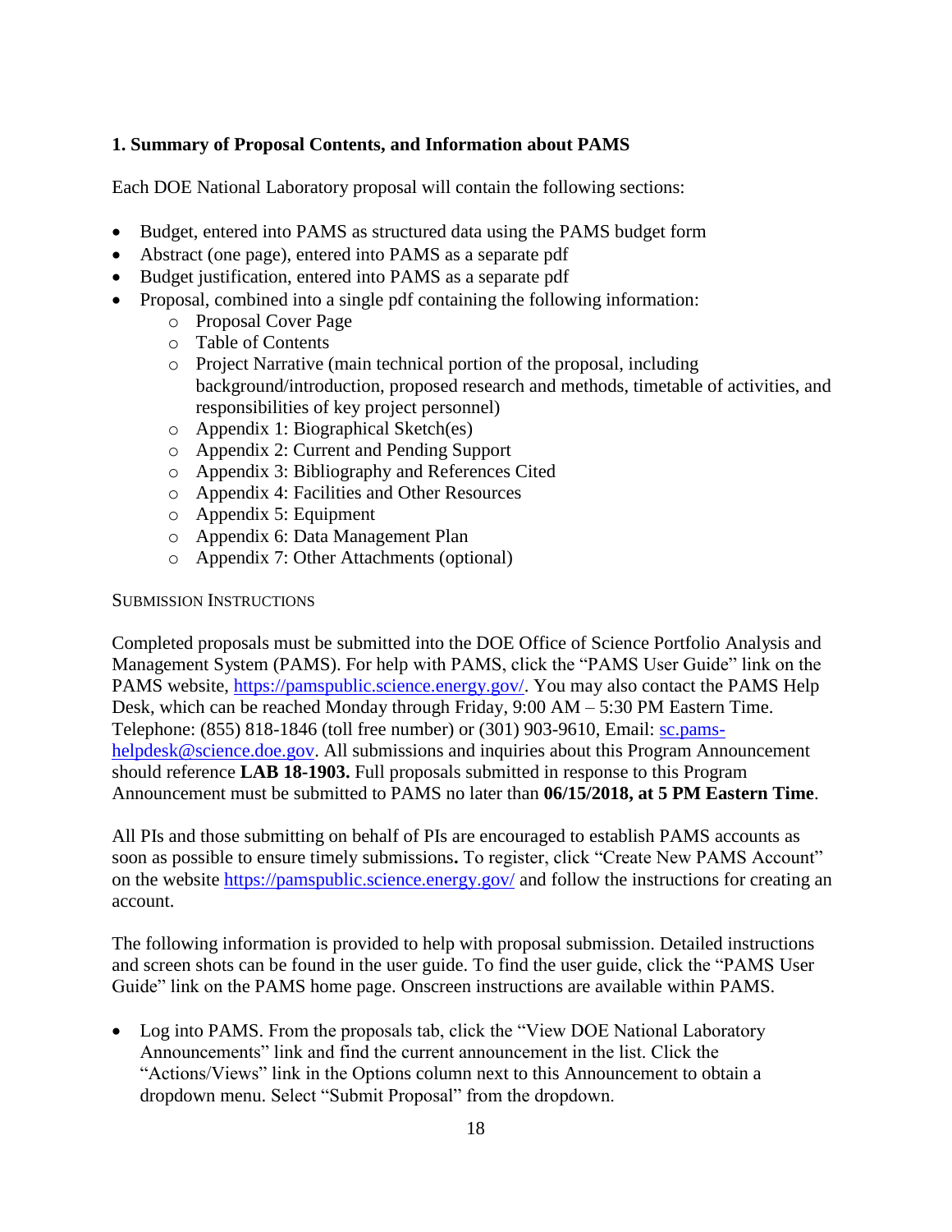### 1. Summary of Proposal Contents, and Information about PAMS

Each DOE National Laboratory proposal will contain the following sections:

- Budget, entered into PAMS as structured data using the PAMS budget form
- Abstract (one page), entered into PAMS as a separate pdf
- Budget justification, entered into PAMS as a separate pdf
- Proposal, combined into a single pdf containing the following information:
  - Proposal Cover Page
  - Table of Contents
  - Project Narrative (main technical portion of the proposal, including background/introduction, proposed research and methods, timetable of activities, and responsibilities of key project personnel)
  - Appendix 1: Biographical Sketch(es)
  - Appendix 2: Current and Pending Support
  - Appendix 3: Bibliography and References Cited
  - Appendix 4: Facilities and Other Resources
  - Appendix 5: Equipment
  - Appendix 6: Data Management Plan
  - Appendix 7: Other Attachments (optional)

SUBMISSION INSTRUCTIONS

Completed proposals must be submitted into the DOE Office of Science Portfolio Analysis and Management System (PAMS). For help with PAMS, click the "PAMS User Guide" link on the PAMS website, https://pamspublic.science.energy.gov/. You may also contact the PAMS Help Desk, which can be reached Monday through Friday, 9:00 AM – 5:30 PM Eastern Time. Telephone: (855) 818-1846 (toll free number) or (301) 903-9610, Email: sc.pams-helpdesk@science.doe.gov. All submissions and inquiries about this Program Announcement should reference **LAB 18-1903.** Full proposals submitted in response to this Program Announcement must be submitted to PAMS no later than **06/15/2018, at 5 PM Eastern Time**.

All PIs and those submitting on behalf of PIs are encouraged to establish PAMS accounts as soon as possible to ensure timely submissions**.** To register, click "Create New PAMS Account" on the website https://pamspublic.science.energy.gov/ and follow the instructions for creating an account.

The following information is provided to help with proposal submission. Detailed instructions and screen shots can be found in the user guide. To find the user guide, click the "PAMS User Guide" link on the PAMS home page. Onscreen instructions are available within PAMS.

- Log into PAMS. From the proposals tab, click the "View DOE National Laboratory Announcements" link and find the current announcement in the list. Click the "Actions/Views" link in the Options column next to this Announcement to obtain a dropdown menu. Select "Submit Proposal" from the dropdown.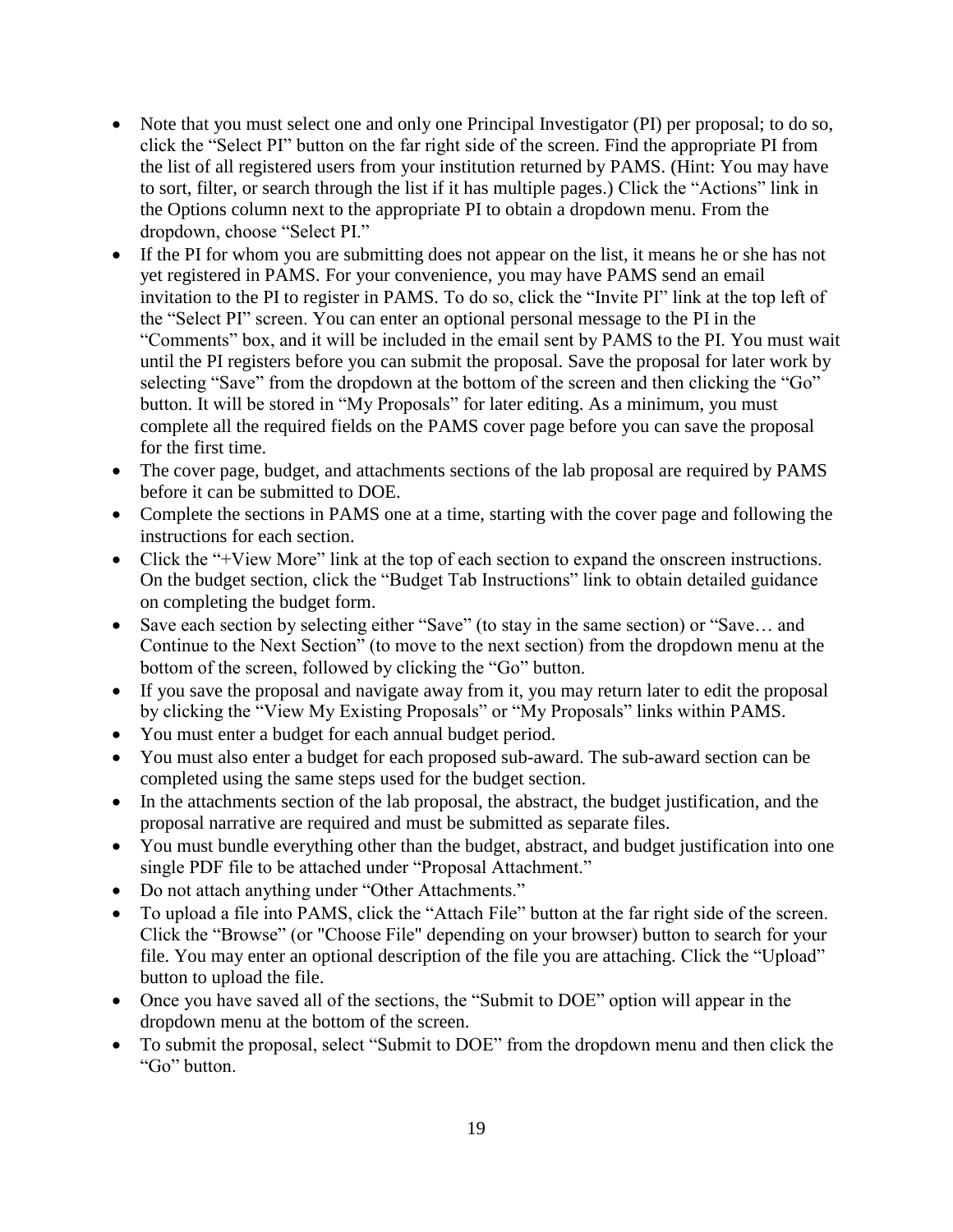- Note that you must select one and only one Principal Investigator (PI) per proposal; to do so, click the "Select PI" button on the far right side of the screen. Find the appropriate PI from the list of all registered users from your institution returned by PAMS. (Hint: You may have to sort, filter, or search through the list if it has multiple pages.) Click the "Actions" link in the Options column next to the appropriate PI to obtain a dropdown menu. From the dropdown, choose "Select PI."
- If the PI for whom you are submitting does not appear on the list, it means he or she has not yet registered in PAMS. For your convenience, you may have PAMS send an email invitation to the PI to register in PAMS. To do so, click the "Invite PI" link at the top left of the "Select PI" screen. You can enter an optional personal message to the PI in the "Comments" box, and it will be included in the email sent by PAMS to the PI. You must wait until the PI registers before you can submit the proposal. Save the proposal for later work by selecting "Save" from the dropdown at the bottom of the screen and then clicking the "Go" button. It will be stored in "My Proposals" for later editing. As a minimum, you must complete all the required fields on the PAMS cover page before you can save the proposal for the first time.
- The cover page, budget, and attachments sections of the lab proposal are required by PAMS before it can be submitted to DOE.
- Complete the sections in PAMS one at a time, starting with the cover page and following the instructions for each section.
- Click the "+View More" link at the top of each section to expand the onscreen instructions. On the budget section, click the "Budget Tab Instructions" link to obtain detailed guidance on completing the budget form.
- Save each section by selecting either "Save" (to stay in the same section) or "Save… and Continue to the Next Section" (to move to the next section) from the dropdown menu at the bottom of the screen, followed by clicking the "Go" button.
- If you save the proposal and navigate away from it, you may return later to edit the proposal by clicking the "View My Existing Proposals" or "My Proposals" links within PAMS.
- You must enter a budget for each annual budget period.
- You must also enter a budget for each proposed sub-award. The sub-award section can be completed using the same steps used for the budget section.
- In the attachments section of the lab proposal, the abstract, the budget justification, and the proposal narrative are required and must be submitted as separate files.
- You must bundle everything other than the budget, abstract, and budget justification into one single PDF file to be attached under "Proposal Attachment."
- Do not attach anything under "Other Attachments."
- To upload a file into PAMS, click the "Attach File" button at the far right side of the screen. Click the "Browse" (or "Choose File" depending on your browser) button to search for your file. You may enter an optional description of the file you are attaching. Click the "Upload" button to upload the file.
- Once you have saved all of the sections, the "Submit to DOE" option will appear in the dropdown menu at the bottom of the screen.
- To submit the proposal, select "Submit to DOE" from the dropdown menu and then click the "Go" button.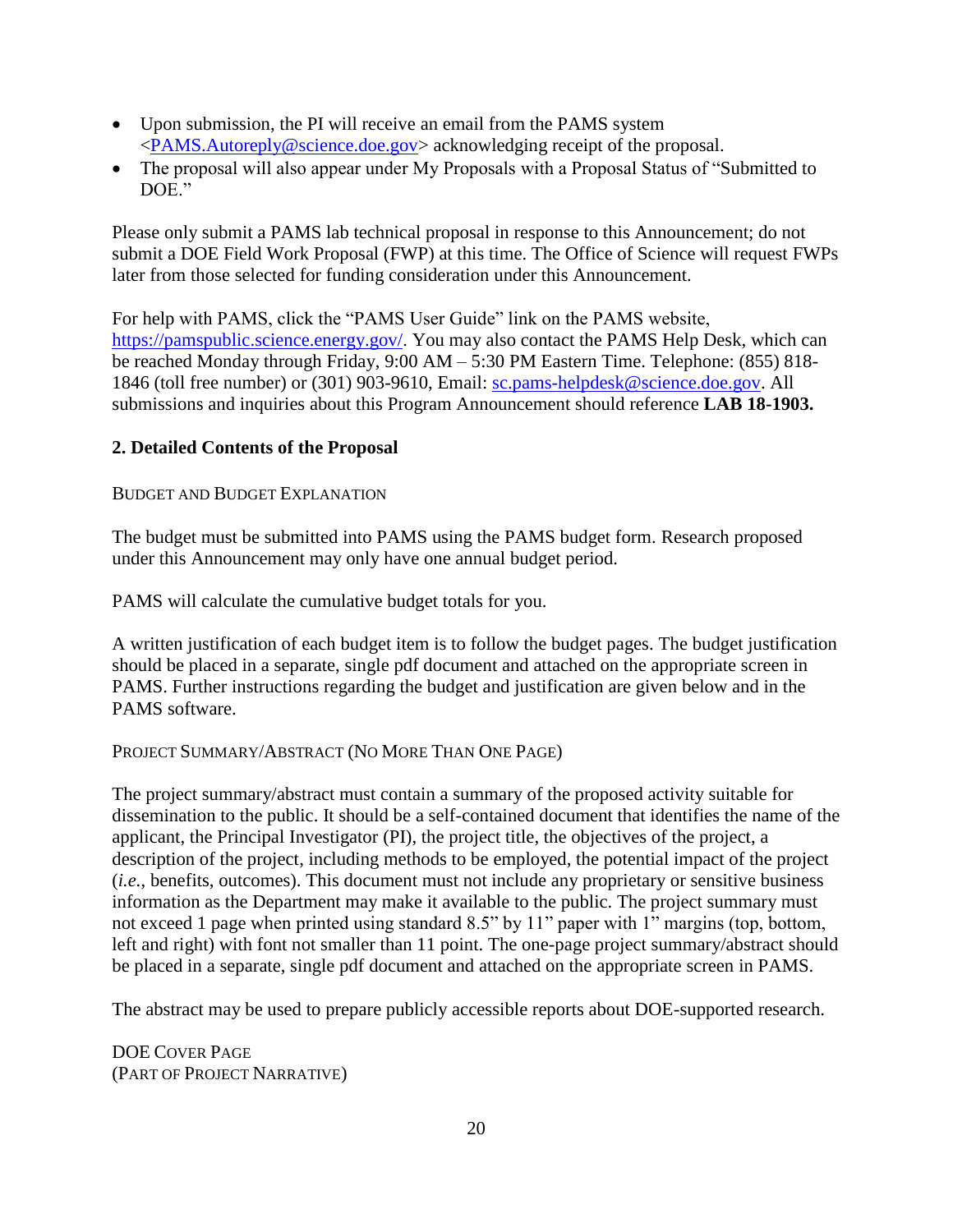- Upon submission, the PI will receive an email from the PAMS system <PAMS.Autoreply@science.doe.gov> acknowledging receipt of the proposal.
- The proposal will also appear under My Proposals with a Proposal Status of "Submitted to DOE."

Please only submit a PAMS lab technical proposal in response to this Announcement; do not submit a DOE Field Work Proposal (FWP) at this time. The Office of Science will request FWPs later from those selected for funding consideration under this Announcement.

For help with PAMS, click the "PAMS User Guide" link on the PAMS website, https://pamspublic.science.energy.gov/. You may also contact the PAMS Help Desk, which can be reached Monday through Friday, 9:00 AM – 5:30 PM Eastern Time. Telephone: (855) 818-1846 (toll free number) or (301) 903-9610, Email: sc.pams-helpdesk@science.doe.gov. All submissions and inquiries about this Program Announcement should reference **LAB 18-1903.**

## 2. Detailed Contents of the Proposal

BUDGET AND BUDGET EXPLANATION

The budget must be submitted into PAMS using the PAMS budget form. Research proposed under this Announcement may only have one annual budget period.

PAMS will calculate the cumulative budget totals for you.

A written justification of each budget item is to follow the budget pages. The budget justification should be placed in a separate, single pdf document and attached on the appropriate screen in PAMS. Further instructions regarding the budget and justification are given below and in the PAMS software.

PROJECT SUMMARY/ABSTRACT (NO MORE THAN ONE PAGE)

The project summary/abstract must contain a summary of the proposed activity suitable for dissemination to the public. It should be a self-contained document that identifies the name of the applicant, the Principal Investigator (PI), the project title, the objectives of the project, a description of the project, including methods to be employed, the potential impact of the project (*i.e.*, benefits, outcomes). This document must not include any proprietary or sensitive business information as the Department may make it available to the public. The project summary must not exceed 1 page when printed using standard 8.5" by 11" paper with 1" margins (top, bottom, left and right) with font not smaller than 11 point. The one-page project summary/abstract should be placed in a separate, single pdf document and attached on the appropriate screen in PAMS.

The abstract may be used to prepare publicly accessible reports about DOE-supported research.

DOE COVER PAGE
(PART OF PROJECT NARRATIVE)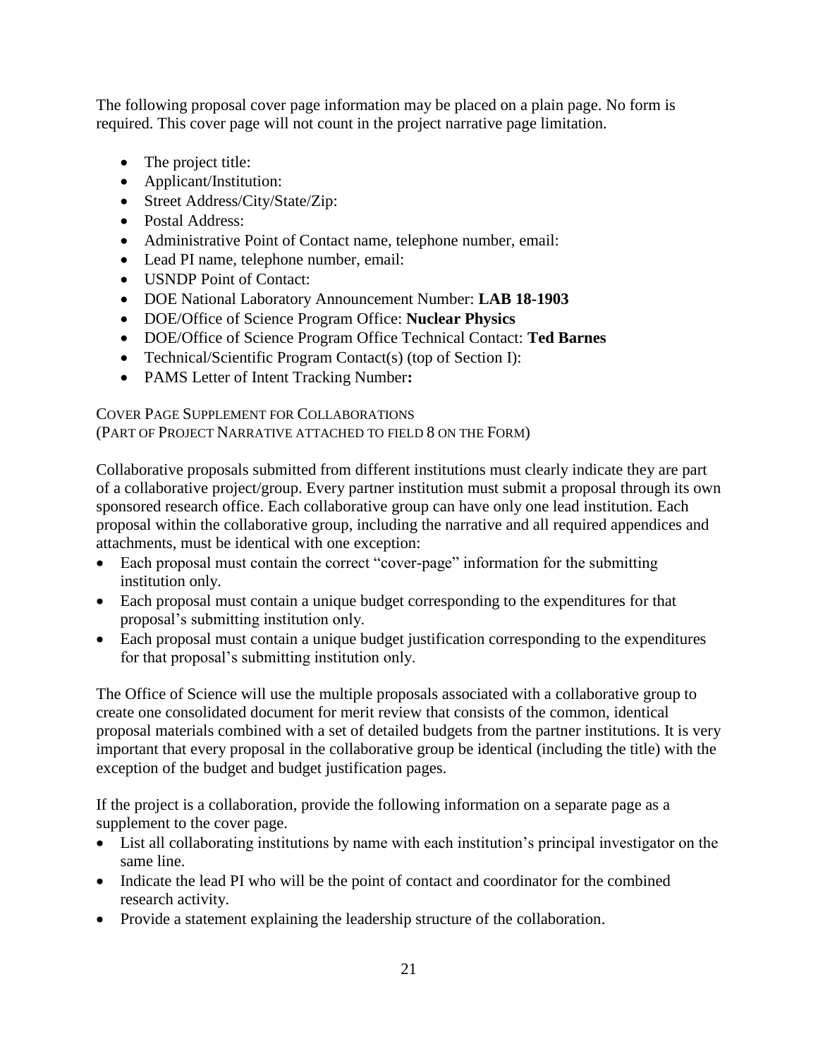The following proposal cover page information may be placed on a plain page. No form is required. This cover page will not count in the project narrative page limitation.

- The project title:
- Applicant/Institution:
- Street Address/City/State/Zip:
- Postal Address:
- Administrative Point of Contact name, telephone number, email:
- Lead PI name, telephone number, email:
- USNDP Point of Contact:
- DOE National Laboratory Announcement Number: **LAB 18-1903**
- DOE/Office of Science Program Office: **Nuclear Physics**
- DOE/Office of Science Program Office Technical Contact: **Ted Barnes**
- Technical/Scientific Program Contact(s) (top of Section I):
- PAMS Letter of Intent Tracking Number**:**

COVER PAGE SUPPLEMENT FOR COLLABORATIONS
(PART OF PROJECT NARRATIVE ATTACHED TO FIELD 8 ON THE FORM)

Collaborative proposals submitted from different institutions must clearly indicate they are part of a collaborative project/group. Every partner institution must submit a proposal through its own sponsored research office. Each collaborative group can have only one lead institution. Each proposal within the collaborative group, including the narrative and all required appendices and attachments, must be identical with one exception:

- Each proposal must contain the correct "cover-page" information for the submitting institution only.
- Each proposal must contain a unique budget corresponding to the expenditures for that proposal's submitting institution only.
- Each proposal must contain a unique budget justification corresponding to the expenditures for that proposal's submitting institution only.

The Office of Science will use the multiple proposals associated with a collaborative group to create one consolidated document for merit review that consists of the common, identical proposal materials combined with a set of detailed budgets from the partner institutions. It is very important that every proposal in the collaborative group be identical (including the title) with the exception of the budget and budget justification pages.

If the project is a collaboration, provide the following information on a separate page as a supplement to the cover page.

- List all collaborating institutions by name with each institution's principal investigator on the same line.
- Indicate the lead PI who will be the point of contact and coordinator for the combined research activity.
- Provide a statement explaining the leadership structure of the collaboration.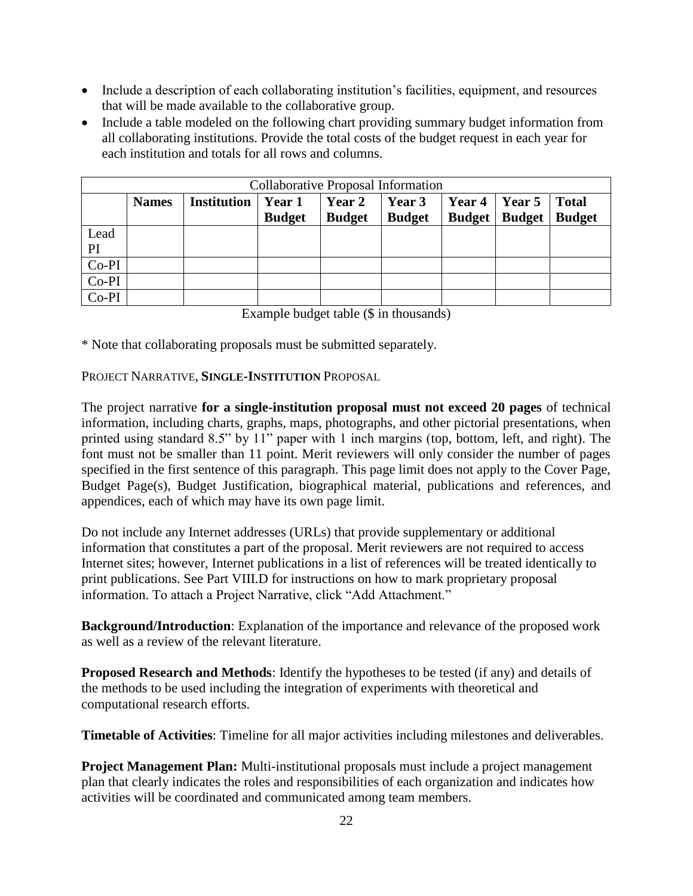- Include a description of each collaborating institution's facilities, equipment, and resources that will be made available to the collaborative group.
- Include a table modeled on the following chart providing summary budget information from all collaborating institutions. Provide the total costs of the budget request in each year for each institution and totals for all rows and columns.

| Collaborative Proposal Information | | | | | | | | |
|---|---|---|---|---|---|---|---|---|
| | **Names** | **Institution** | **Year 1 Budget** | **Year 2 Budget** | **Year 3 Budget** | **Year 4 Budget** | **Year 5 Budget** | **Total Budget** |
| Lead PI | | | | | | | | |
| Co-PI | | | | | | | | |
| Co-PI | | | | | | | | |
| Co-PI | | | | | | | | |

Example budget table ($ in thousands)

* Note that collaborating proposals must be submitted separately.

PROJECT NARRATIVE, **SINGLE-INSTITUTION** PROPOSAL

The project narrative **for a single-institution proposal must not exceed 20 pages** of technical information, including charts, graphs, maps, photographs, and other pictorial presentations, when printed using standard 8.5" by 11" paper with 1 inch margins (top, bottom, left, and right). The font must not be smaller than 11 point. Merit reviewers will only consider the number of pages specified in the first sentence of this paragraph. This page limit does not apply to the Cover Page, Budget Page(s), Budget Justification, biographical material, publications and references, and appendices, each of which may have its own page limit.

Do not include any Internet addresses (URLs) that provide supplementary or additional information that constitutes a part of the proposal. Merit reviewers are not required to access Internet sites; however, Internet publications in a list of references will be treated identically to print publications. See Part VIII.D for instructions on how to mark proprietary proposal information. To attach a Project Narrative, click "Add Attachment."

**Background/Introduction**: Explanation of the importance and relevance of the proposed work as well as a review of the relevant literature.

**Proposed Research and Methods**: Identify the hypotheses to be tested (if any) and details of the methods to be used including the integration of experiments with theoretical and computational research efforts.

**Timetable of Activities**: Timeline for all major activities including milestones and deliverables.

**Project Management Plan:** Multi-institutional proposals must include a project management plan that clearly indicates the roles and responsibilities of each organization and indicates how activities will be coordinated and communicated among team members.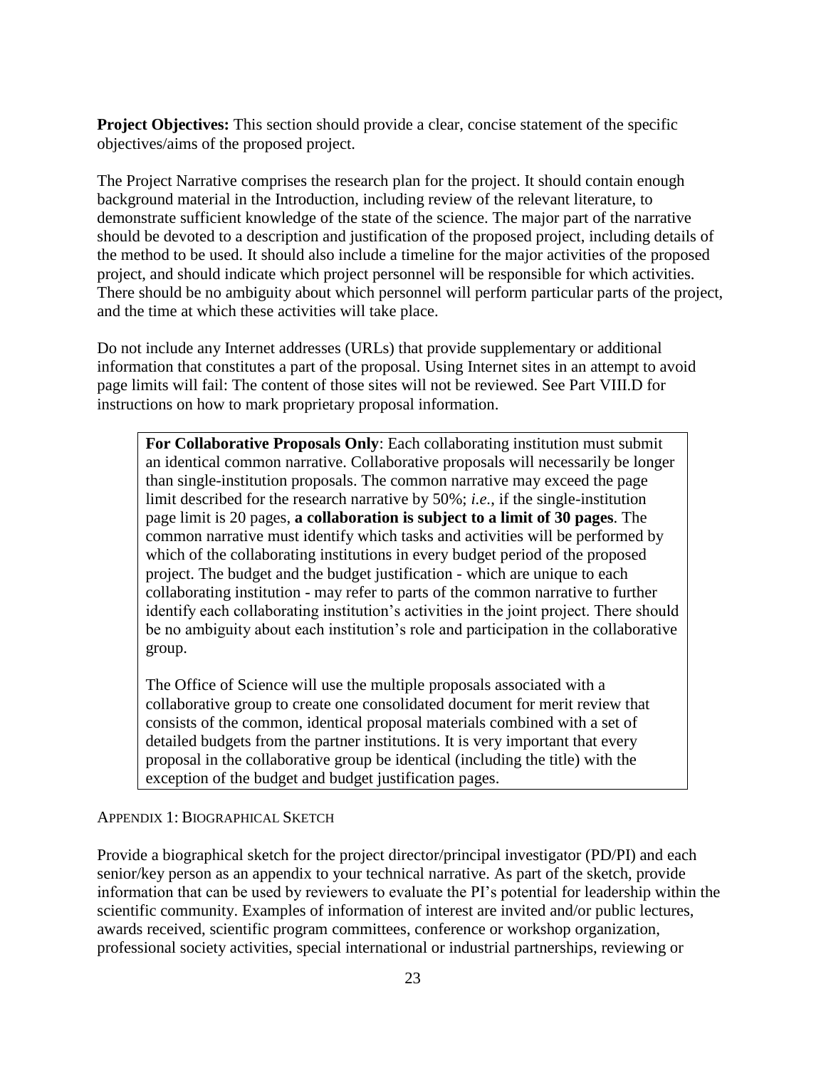**Project Objectives:** This section should provide a clear, concise statement of the specific objectives/aims of the proposed project.

The Project Narrative comprises the research plan for the project. It should contain enough background material in the Introduction, including review of the relevant literature, to demonstrate sufficient knowledge of the state of the science. The major part of the narrative should be devoted to a description and justification of the proposed project, including details of the method to be used. It should also include a timeline for the major activities of the proposed project, and should indicate which project personnel will be responsible for which activities. There should be no ambiguity about which personnel will perform particular parts of the project, and the time at which these activities will take place.

Do not include any Internet addresses (URLs) that provide supplementary or additional information that constitutes a part of the proposal. Using Internet sites in an attempt to avoid page limits will fail: The content of those sites will not be reviewed. See Part VIII.D for instructions on how to mark proprietary proposal information.

> **For Collaborative Proposals Only**: Each collaborating institution must submit an identical common narrative. Collaborative proposals will necessarily be longer than single-institution proposals. The common narrative may exceed the page limit described for the research narrative by 50%; *i.e.*, if the single-institution page limit is 20 pages, **a collaboration is subject to a limit of 30 pages**. The common narrative must identify which tasks and activities will be performed by which of the collaborating institutions in every budget period of the proposed project. The budget and the budget justification - which are unique to each collaborating institution - may refer to parts of the common narrative to further identify each collaborating institution's activities in the joint project. There should be no ambiguity about each institution's role and participation in the collaborative group.
>
> The Office of Science will use the multiple proposals associated with a collaborative group to create one consolidated document for merit review that consists of the common, identical proposal materials combined with a set of detailed budgets from the partner institutions. It is very important that every proposal in the collaborative group be identical (including the title) with the exception of the budget and budget justification pages.

APPENDIX 1: BIOGRAPHICAL SKETCH

Provide a biographical sketch for the project director/principal investigator (PD/PI) and each senior/key person as an appendix to your technical narrative. As part of the sketch, provide information that can be used by reviewers to evaluate the PI's potential for leadership within the scientific community. Examples of information of interest are invited and/or public lectures, awards received, scientific program committees, conference or workshop organization, professional society activities, special international or industrial partnerships, reviewing or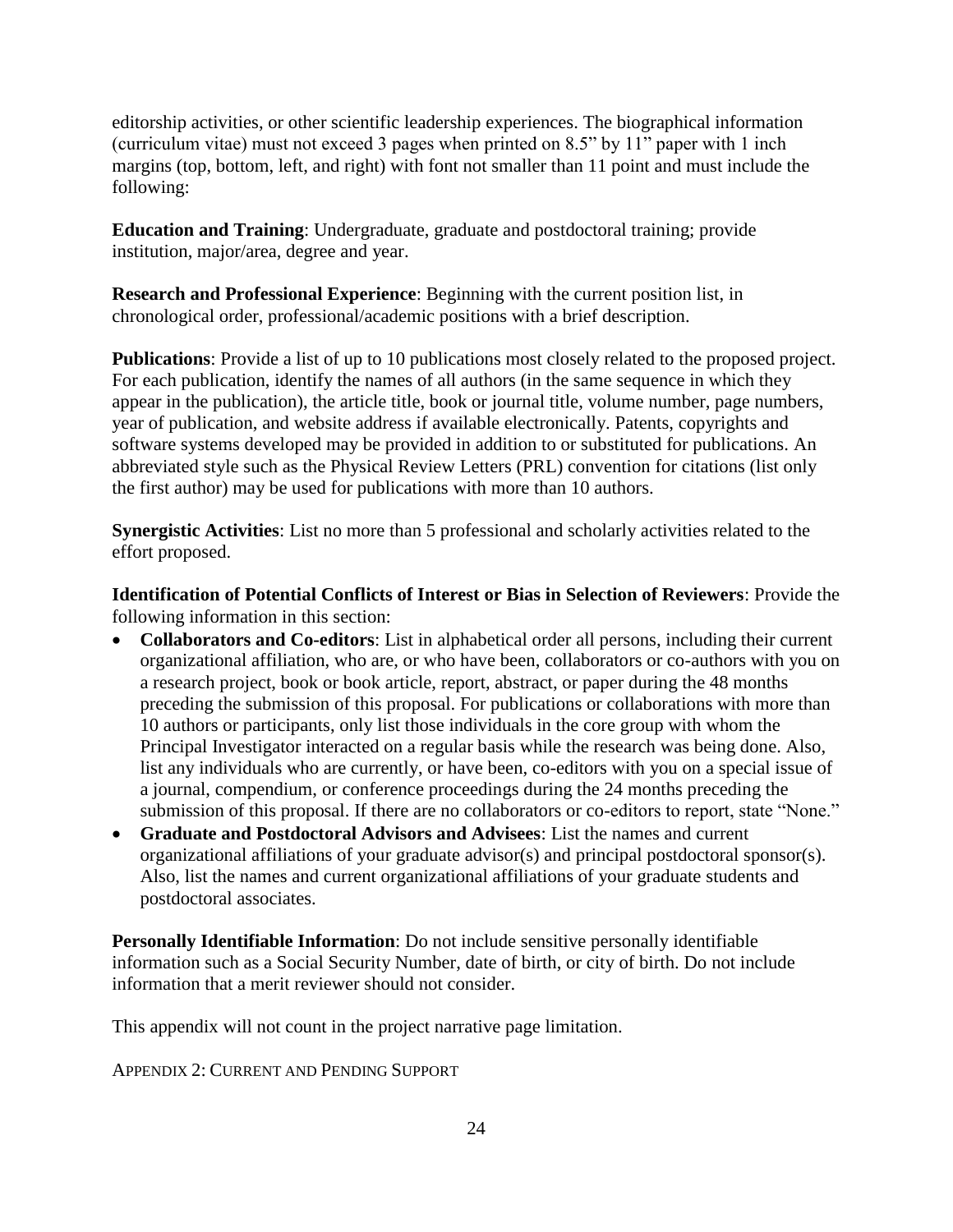editorship activities, or other scientific leadership experiences. The biographical information (curriculum vitae) must not exceed 3 pages when printed on 8.5" by 11" paper with 1 inch margins (top, bottom, left, and right) with font not smaller than 11 point and must include the following:

**Education and Training**: Undergraduate, graduate and postdoctoral training; provide institution, major/area, degree and year.

**Research and Professional Experience**: Beginning with the current position list, in chronological order, professional/academic positions with a brief description.

**Publications**: Provide a list of up to 10 publications most closely related to the proposed project. For each publication, identify the names of all authors (in the same sequence in which they appear in the publication), the article title, book or journal title, volume number, page numbers, year of publication, and website address if available electronically. Patents, copyrights and software systems developed may be provided in addition to or substituted for publications. An abbreviated style such as the Physical Review Letters (PRL) convention for citations (list only the first author) may be used for publications with more than 10 authors.

**Synergistic Activities**: List no more than 5 professional and scholarly activities related to the effort proposed.

**Identification of Potential Conflicts of Interest or Bias in Selection of Reviewers**: Provide the following information in this section:

- **Collaborators and Co-editors**: List in alphabetical order all persons, including their current organizational affiliation, who are, or who have been, collaborators or co-authors with you on a research project, book or book article, report, abstract, or paper during the 48 months preceding the submission of this proposal. For publications or collaborations with more than 10 authors or participants, only list those individuals in the core group with whom the Principal Investigator interacted on a regular basis while the research was being done. Also, list any individuals who are currently, or have been, co-editors with you on a special issue of a journal, compendium, or conference proceedings during the 24 months preceding the submission of this proposal. If there are no collaborators or co-editors to report, state "None."
- **Graduate and Postdoctoral Advisors and Advisees**: List the names and current organizational affiliations of your graduate advisor(s) and principal postdoctoral sponsor(s). Also, list the names and current organizational affiliations of your graduate students and postdoctoral associates.

**Personally Identifiable Information**: Do not include sensitive personally identifiable information such as a Social Security Number, date of birth, or city of birth. Do not include information that a merit reviewer should not consider.

This appendix will not count in the project narrative page limitation.

APPENDIX 2: CURRENT AND PENDING SUPPORT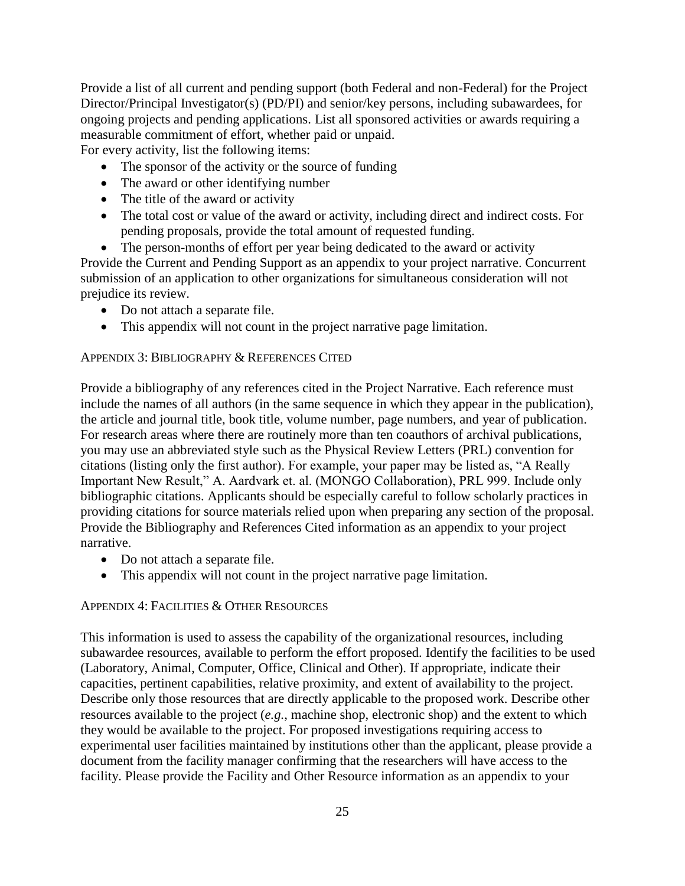Provide a list of all current and pending support (both Federal and non-Federal) for the Project Director/Principal Investigator(s) (PD/PI) and senior/key persons, including subawardees, for ongoing projects and pending applications. List all sponsored activities or awards requiring a measurable commitment of effort, whether paid or unpaid.

For every activity, list the following items:

- The sponsor of the activity or the source of funding
- The award or other identifying number
- The title of the award or activity
- The total cost or value of the award or activity, including direct and indirect costs. For pending proposals, provide the total amount of requested funding.
- The person-months of effort per year being dedicated to the award or activity

Provide the Current and Pending Support as an appendix to your project narrative. Concurrent submission of an application to other organizations for simultaneous consideration will not prejudice its review.

- Do not attach a separate file.
- This appendix will not count in the project narrative page limitation.

#### APPENDIX 3: BIBLIOGRAPHY & REFERENCES CITED

Provide a bibliography of any references cited in the Project Narrative. Each reference must include the names of all authors (in the same sequence in which they appear in the publication), the article and journal title, book title, volume number, page numbers, and year of publication. For research areas where there are routinely more than ten coauthors of archival publications, you may use an abbreviated style such as the Physical Review Letters (PRL) convention for citations (listing only the first author). For example, your paper may be listed as, "A Really Important New Result," A. Aardvark et. al. (MONGO Collaboration), PRL 999. Include only bibliographic citations. Applicants should be especially careful to follow scholarly practices in providing citations for source materials relied upon when preparing any section of the proposal. Provide the Bibliography and References Cited information as an appendix to your project narrative.

- Do not attach a separate file.
- This appendix will not count in the project narrative page limitation.

#### APPENDIX 4: FACILITIES & OTHER RESOURCES

This information is used to assess the capability of the organizational resources, including subawardee resources, available to perform the effort proposed. Identify the facilities to be used (Laboratory, Animal, Computer, Office, Clinical and Other). If appropriate, indicate their capacities, pertinent capabilities, relative proximity, and extent of availability to the project. Describe only those resources that are directly applicable to the proposed work. Describe other resources available to the project (*e.g.*, machine shop, electronic shop) and the extent to which they would be available to the project. For proposed investigations requiring access to experimental user facilities maintained by institutions other than the applicant, please provide a document from the facility manager confirming that the researchers will have access to the facility. Please provide the Facility and Other Resource information as an appendix to your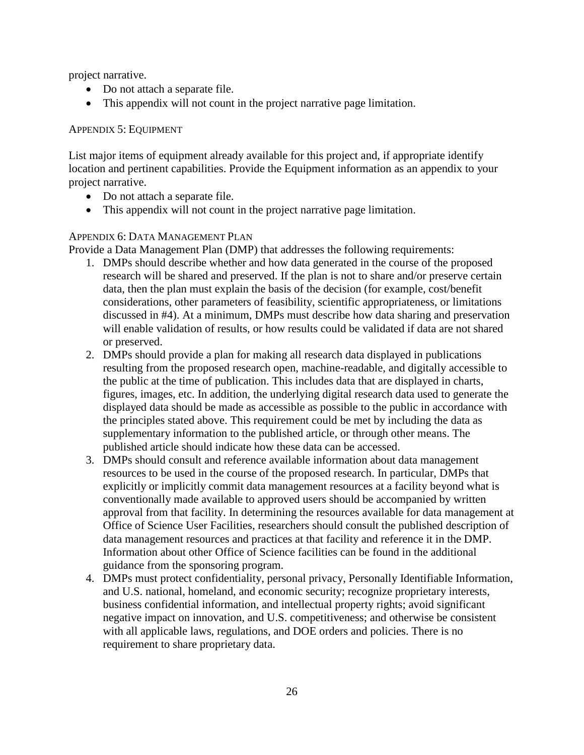project narrative.

- Do not attach a separate file.
- This appendix will not count in the project narrative page limitation.

### Appendix 5: Equipment

List major items of equipment already available for this project and, if appropriate identify location and pertinent capabilities. Provide the Equipment information as an appendix to your project narrative.

- Do not attach a separate file.
- This appendix will not count in the project narrative page limitation.

### Appendix 6: Data Management Plan

Provide a Data Management Plan (DMP) that addresses the following requirements:

1. DMPs should describe whether and how data generated in the course of the proposed research will be shared and preserved. If the plan is not to share and/or preserve certain data, then the plan must explain the basis of the decision (for example, cost/benefit considerations, other parameters of feasibility, scientific appropriateness, or limitations discussed in #4). At a minimum, DMPs must describe how data sharing and preservation will enable validation of results, or how results could be validated if data are not shared or preserved.
2. DMPs should provide a plan for making all research data displayed in publications resulting from the proposed research open, machine-readable, and digitally accessible to the public at the time of publication. This includes data that are displayed in charts, figures, images, etc. In addition, the underlying digital research data used to generate the displayed data should be made as accessible as possible to the public in accordance with the principles stated above. This requirement could be met by including the data as supplementary information to the published article, or through other means. The published article should indicate how these data can be accessed.
3. DMPs should consult and reference available information about data management resources to be used in the course of the proposed research. In particular, DMPs that explicitly or implicitly commit data management resources at a facility beyond what is conventionally made available to approved users should be accompanied by written approval from that facility. In determining the resources available for data management at Office of Science User Facilities, researchers should consult the published description of data management resources and practices at that facility and reference it in the DMP. Information about other Office of Science facilities can be found in the additional guidance from the sponsoring program.
4. DMPs must protect confidentiality, personal privacy, Personally Identifiable Information, and U.S. national, homeland, and economic security; recognize proprietary interests, business confidential information, and intellectual property rights; avoid significant negative impact on innovation, and U.S. competitiveness; and otherwise be consistent with all applicable laws, regulations, and DOE orders and policies. There is no requirement to share proprietary data.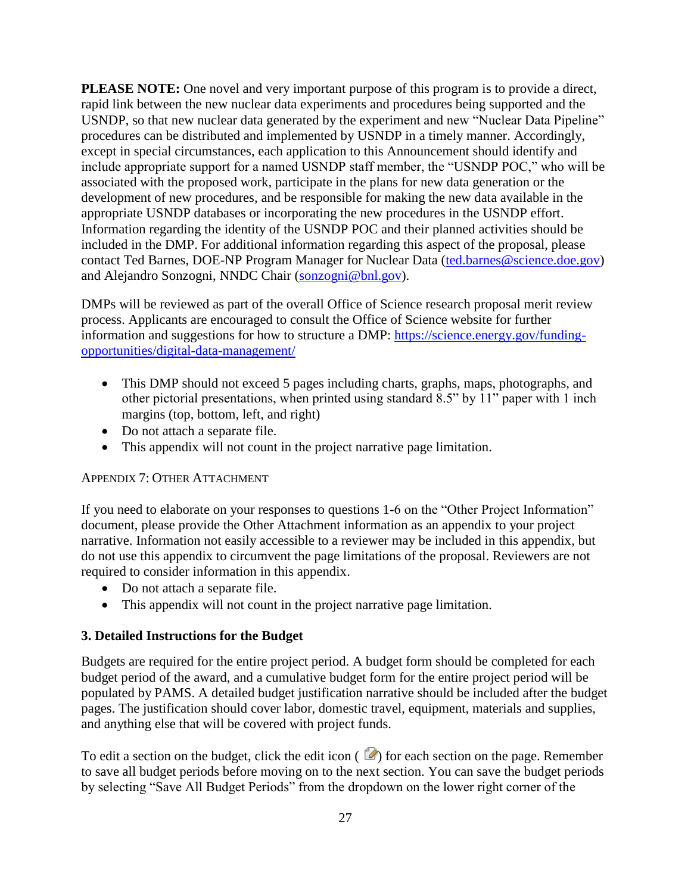**PLEASE NOTE:** One novel and very important purpose of this program is to provide a direct, rapid link between the new nuclear data experiments and procedures being supported and the USNDP, so that new nuclear data generated by the experiment and new "Nuclear Data Pipeline" procedures can be distributed and implemented by USNDP in a timely manner. Accordingly, except in special circumstances, each application to this Announcement should identify and include appropriate support for a named USNDP staff member, the "USNDP POC," who will be associated with the proposed work, participate in the plans for new data generation or the development of new procedures, and be responsible for making the new data available in the appropriate USNDP databases or incorporating the new procedures in the USNDP effort. Information regarding the identity of the USNDP POC and their planned activities should be included in the DMP. For additional information regarding this aspect of the proposal, please contact Ted Barnes, DOE-NP Program Manager for Nuclear Data (ted.barnes@science.doe.gov) and Alejandro Sonzogni, NNDC Chair (sonzogni@bnl.gov).

DMPs will be reviewed as part of the overall Office of Science research proposal merit review process. Applicants are encouraged to consult the Office of Science website for further information and suggestions for how to structure a DMP: https://science.energy.gov/funding-opportunities/digital-data-management/

- This DMP should not exceed 5 pages including charts, graphs, maps, photographs, and other pictorial presentations, when printed using standard 8.5" by 11" paper with 1 inch margins (top, bottom, left, and right)
- Do not attach a separate file.
- This appendix will not count in the project narrative page limitation.

APPENDIX 7: OTHER ATTACHMENT

If you need to elaborate on your responses to questions 1-6 on the "Other Project Information" document, please provide the Other Attachment information as an appendix to your project narrative. Information not easily accessible to a reviewer may be included in this appendix, but do not use this appendix to circumvent the page limitations of the proposal. Reviewers are not required to consider information in this appendix.

- Do not attach a separate file.
- This appendix will not count in the project narrative page limitation.

### 3. Detailed Instructions for the Budget

Budgets are required for the entire project period. A budget form should be completed for each budget period of the award, and a cumulative budget form for the entire project period will be populated by PAMS. A detailed budget justification narrative should be included after the budget pages. The justification should cover labor, domestic travel, equipment, materials and supplies, and anything else that will be covered with project funds.

To edit a section on the budget, click the edit icon ( ) for each section on the page. Remember to save all budget periods before moving on to the next section. You can save the budget periods by selecting "Save All Budget Periods" from the dropdown on the lower right corner of the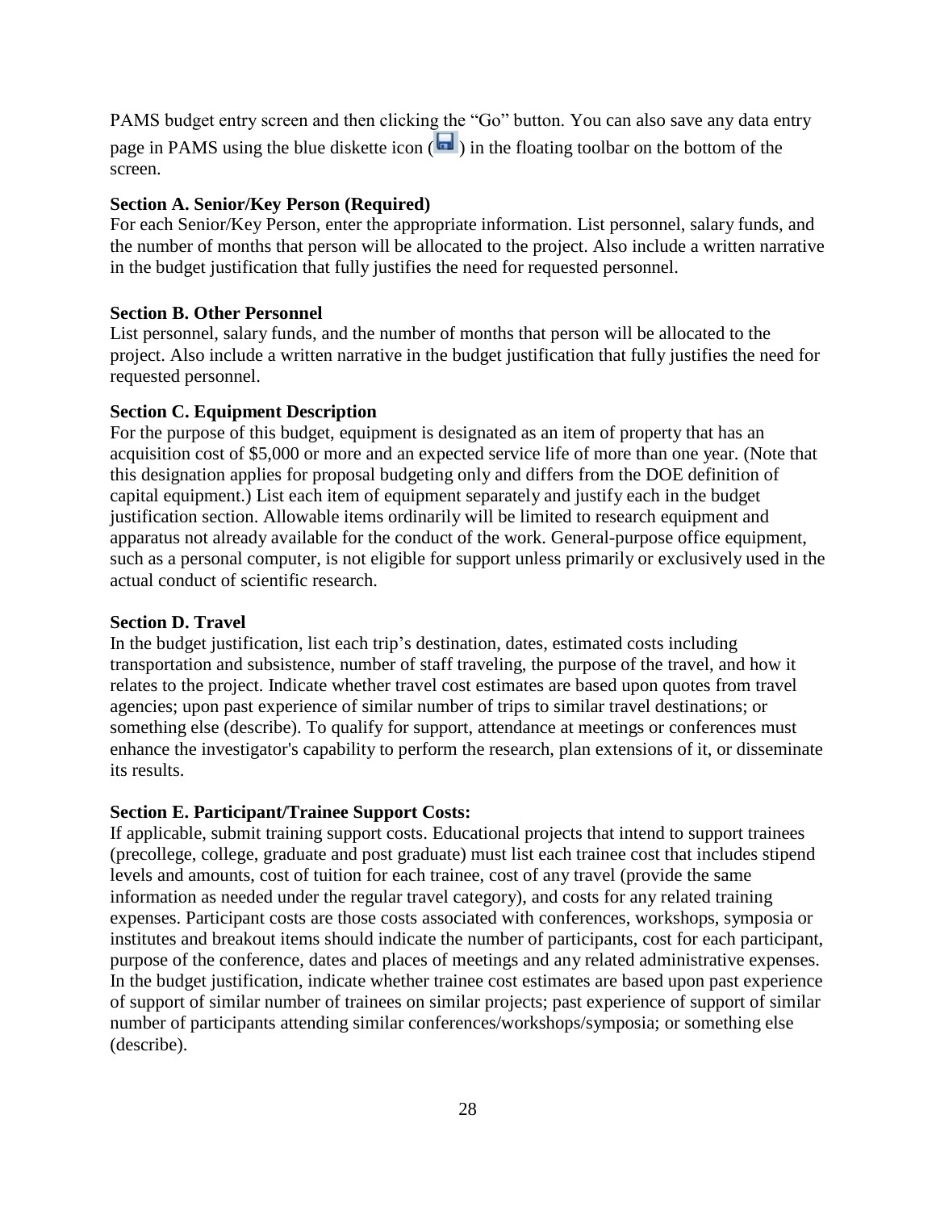PAMS budget entry screen and then clicking the "Go" button. You can also save any data entry page in PAMS using the blue diskette icon ( ) in the floating toolbar on the bottom of the screen.

**Section A. Senior/Key Person (Required)**

For each Senior/Key Person, enter the appropriate information. List personnel, salary funds, and the number of months that person will be allocated to the project. Also include a written narrative in the budget justification that fully justifies the need for requested personnel.

**Section B. Other Personnel**

List personnel, salary funds, and the number of months that person will be allocated to the project. Also include a written narrative in the budget justification that fully justifies the need for requested personnel.

**Section C. Equipment Description**

For the purpose of this budget, equipment is designated as an item of property that has an acquisition cost of $5,000 or more and an expected service life of more than one year. (Note that this designation applies for proposal budgeting only and differs from the DOE definition of capital equipment.) List each item of equipment separately and justify each in the budget justification section. Allowable items ordinarily will be limited to research equipment and apparatus not already available for the conduct of the work. General-purpose office equipment, such as a personal computer, is not eligible for support unless primarily or exclusively used in the actual conduct of scientific research.

**Section D. Travel**

In the budget justification, list each trip's destination, dates, estimated costs including transportation and subsistence, number of staff traveling, the purpose of the travel, and how it relates to the project. Indicate whether travel cost estimates are based upon quotes from travel agencies; upon past experience of similar number of trips to similar travel destinations; or something else (describe). To qualify for support, attendance at meetings or conferences must enhance the investigator's capability to perform the research, plan extensions of it, or disseminate its results.

**Section E. Participant/Trainee Support Costs:**

If applicable, submit training support costs. Educational projects that intend to support trainees (precollege, college, graduate and post graduate) must list each trainee cost that includes stipend levels and amounts, cost of tuition for each trainee, cost of any travel (provide the same information as needed under the regular travel category), and costs for any related training expenses. Participant costs are those costs associated with conferences, workshops, symposia or institutes and breakout items should indicate the number of participants, cost for each participant, purpose of the conference, dates and places of meetings and any related administrative expenses. In the budget justification, indicate whether trainee cost estimates are based upon past experience of support of similar number of trainees on similar projects; past experience of support of similar number of participants attending similar conferences/workshops/symposia; or something else (describe).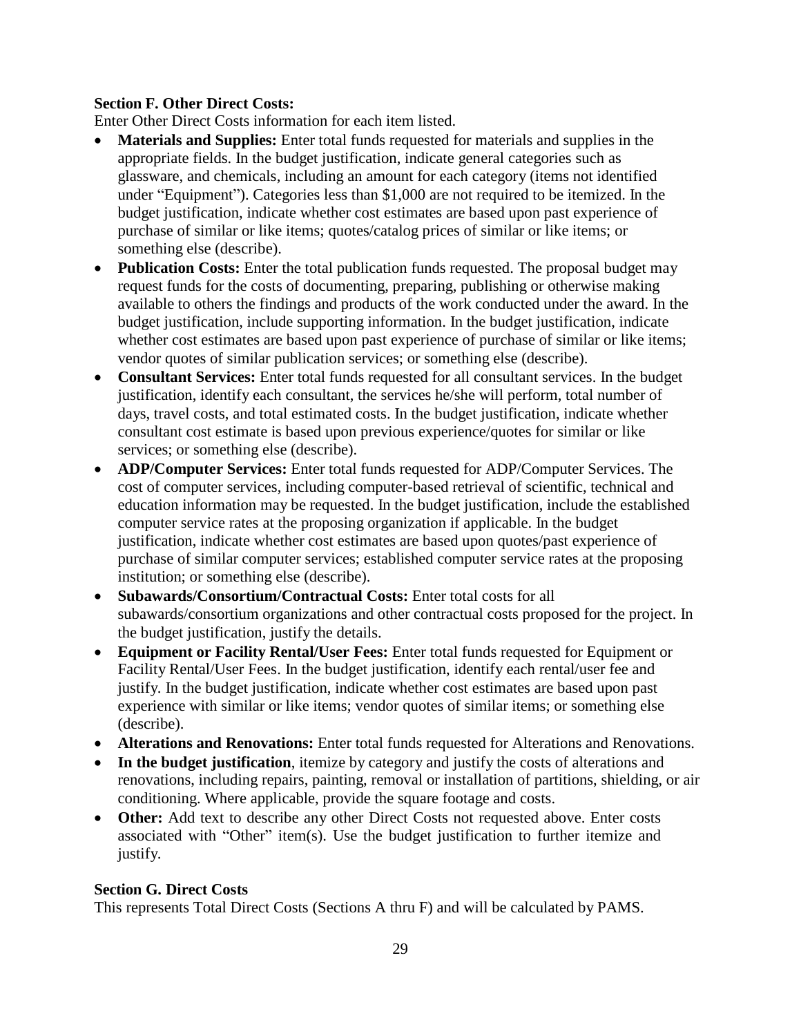**Section F. Other Direct Costs:**

Enter Other Direct Costs information for each item listed.

- **Materials and Supplies:** Enter total funds requested for materials and supplies in the appropriate fields. In the budget justification, indicate general categories such as glassware, and chemicals, including an amount for each category (items not identified under "Equipment"). Categories less than $1,000 are not required to be itemized. In the budget justification, indicate whether cost estimates are based upon past experience of purchase of similar or like items; quotes/catalog prices of similar or like items; or something else (describe).
- **Publication Costs:** Enter the total publication funds requested. The proposal budget may request funds for the costs of documenting, preparing, publishing or otherwise making available to others the findings and products of the work conducted under the award. In the budget justification, include supporting information. In the budget justification, indicate whether cost estimates are based upon past experience of purchase of similar or like items; vendor quotes of similar publication services; or something else (describe).
- **Consultant Services:** Enter total funds requested for all consultant services. In the budget justification, identify each consultant, the services he/she will perform, total number of days, travel costs, and total estimated costs. In the budget justification, indicate whether consultant cost estimate is based upon previous experience/quotes for similar or like services; or something else (describe).
- **ADP/Computer Services:** Enter total funds requested for ADP/Computer Services. The cost of computer services, including computer-based retrieval of scientific, technical and education information may be requested. In the budget justification, include the established computer service rates at the proposing organization if applicable. In the budget justification, indicate whether cost estimates are based upon quotes/past experience of purchase of similar computer services; established computer service rates at the proposing institution; or something else (describe).
- **Subawards/Consortium/Contractual Costs:** Enter total costs for all subawards/consortium organizations and other contractual costs proposed for the project. In the budget justification, justify the details.
- **Equipment or Facility Rental/User Fees:** Enter total funds requested for Equipment or Facility Rental/User Fees. In the budget justification, identify each rental/user fee and justify. In the budget justification, indicate whether cost estimates are based upon past experience with similar or like items; vendor quotes of similar items; or something else (describe).
- **Alterations and Renovations:** Enter total funds requested for Alterations and Renovations.
- **In the budget justification**, itemize by category and justify the costs of alterations and renovations, including repairs, painting, removal or installation of partitions, shielding, or air conditioning. Where applicable, provide the square footage and costs.
- **Other:** Add text to describe any other Direct Costs not requested above. Enter costs associated with "Other" item(s). Use the budget justification to further itemize and justify.

**Section G. Direct Costs**

This represents Total Direct Costs (Sections A thru F) and will be calculated by PAMS.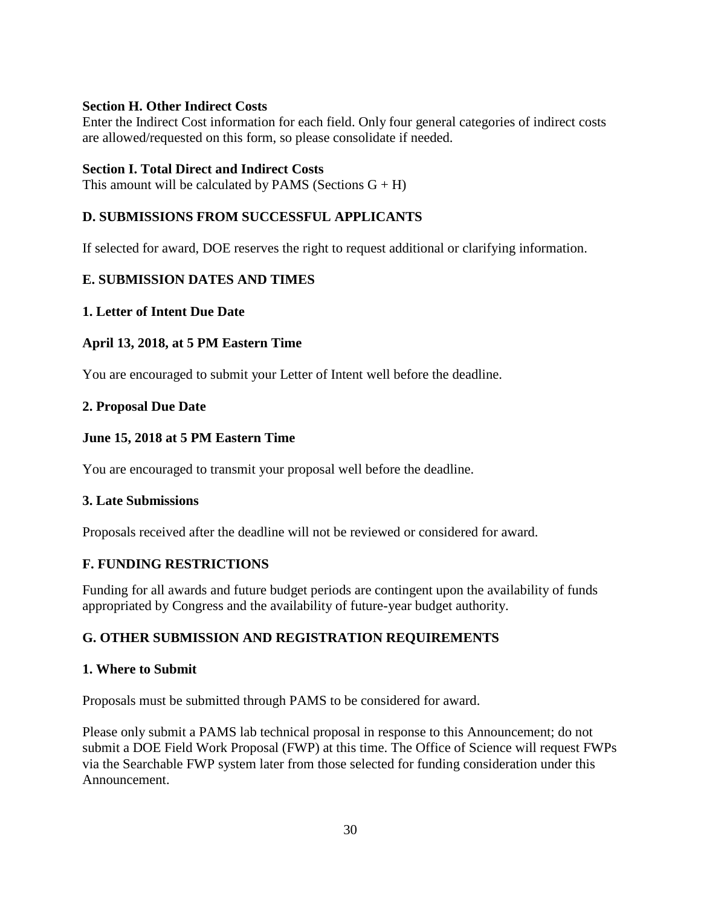**Section H. Other Indirect Costs**

Enter the Indirect Cost information for each field. Only four general categories of indirect costs are allowed/requested on this form, so please consolidate if needed.

**Section I. Total Direct and Indirect Costs**

This amount will be calculated by PAMS (Sections G + H)

## D. SUBMISSIONS FROM SUCCESSFUL APPLICANTS

If selected for award, DOE reserves the right to request additional or clarifying information.

## E. SUBMISSION DATES AND TIMES

### 1. Letter of Intent Due Date

**April 13, 2018, at 5 PM Eastern Time**

You are encouraged to submit your Letter of Intent well before the deadline.

### 2. Proposal Due Date

**June 15, 2018 at 5 PM Eastern Time**

You are encouraged to transmit your proposal well before the deadline.

### 3. Late Submissions

Proposals received after the deadline will not be reviewed or considered for award.

## F. FUNDING RESTRICTIONS

Funding for all awards and future budget periods are contingent upon the availability of funds appropriated by Congress and the availability of future-year budget authority.

## G. OTHER SUBMISSION AND REGISTRATION REQUIREMENTS

### 1. Where to Submit

Proposals must be submitted through PAMS to be considered for award.

Please only submit a PAMS lab technical proposal in response to this Announcement; do not submit a DOE Field Work Proposal (FWP) at this time. The Office of Science will request FWPs via the Searchable FWP system later from those selected for funding consideration under this Announcement.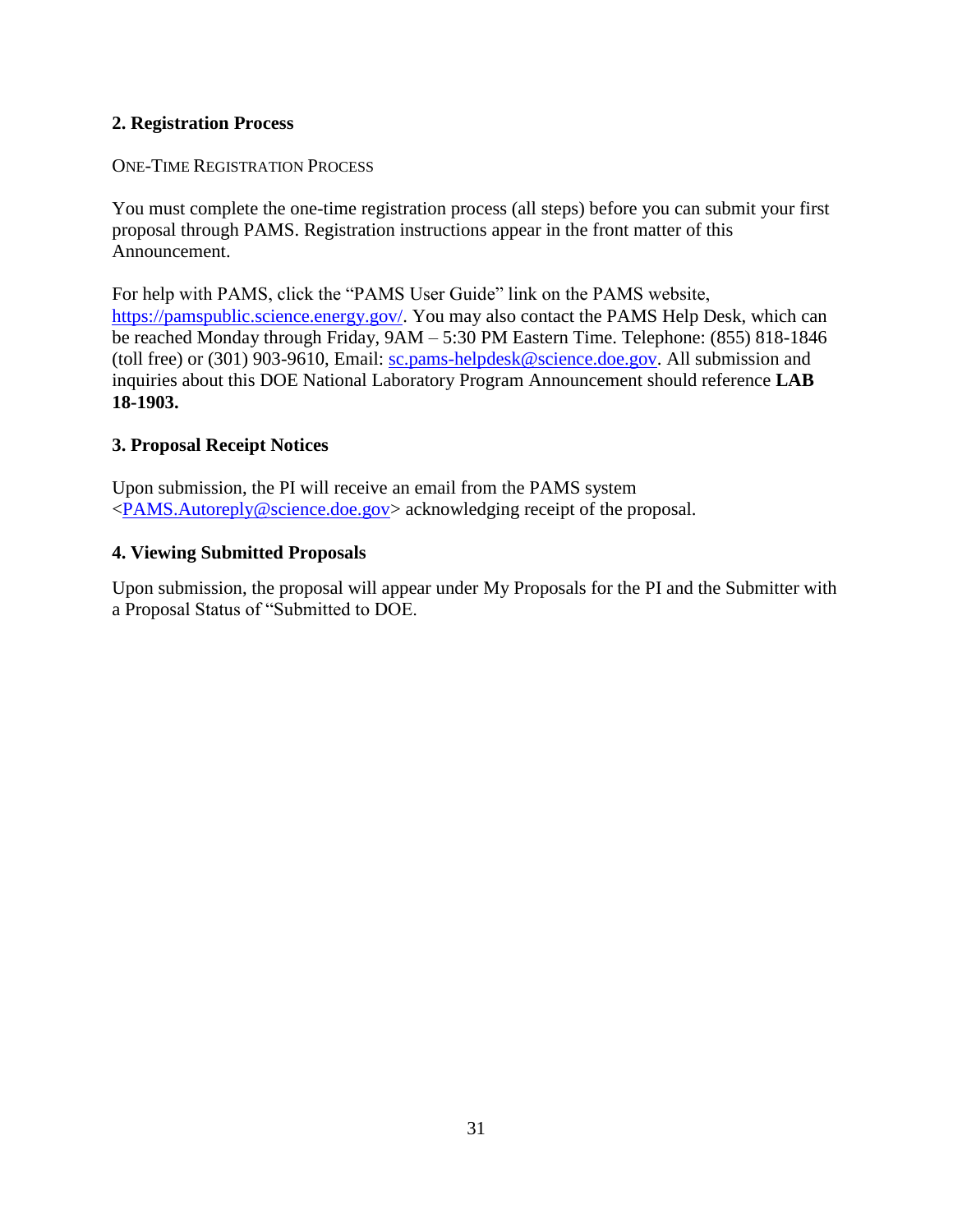### 2. Registration Process

ONE-TIME REGISTRATION PROCESS

You must complete the one-time registration process (all steps) before you can submit your first proposal through PAMS. Registration instructions appear in the front matter of this Announcement.

For help with PAMS, click the "PAMS User Guide" link on the PAMS website, https://pamspublic.science.energy.gov/. You may also contact the PAMS Help Desk, which can be reached Monday through Friday, 9AM – 5:30 PM Eastern Time. Telephone: (855) 818-1846 (toll free) or (301) 903-9610, Email: sc.pams-helpdesk@science.doe.gov. All submission and inquiries about this DOE National Laboratory Program Announcement should reference **LAB 18-1903.**

### 3. Proposal Receipt Notices

Upon submission, the PI will receive an email from the PAMS system <PAMS.Autoreply@science.doe.gov> acknowledging receipt of the proposal.

### 4. Viewing Submitted Proposals

Upon submission, the proposal will appear under My Proposals for the PI and the Submitter with a Proposal Status of "Submitted to DOE.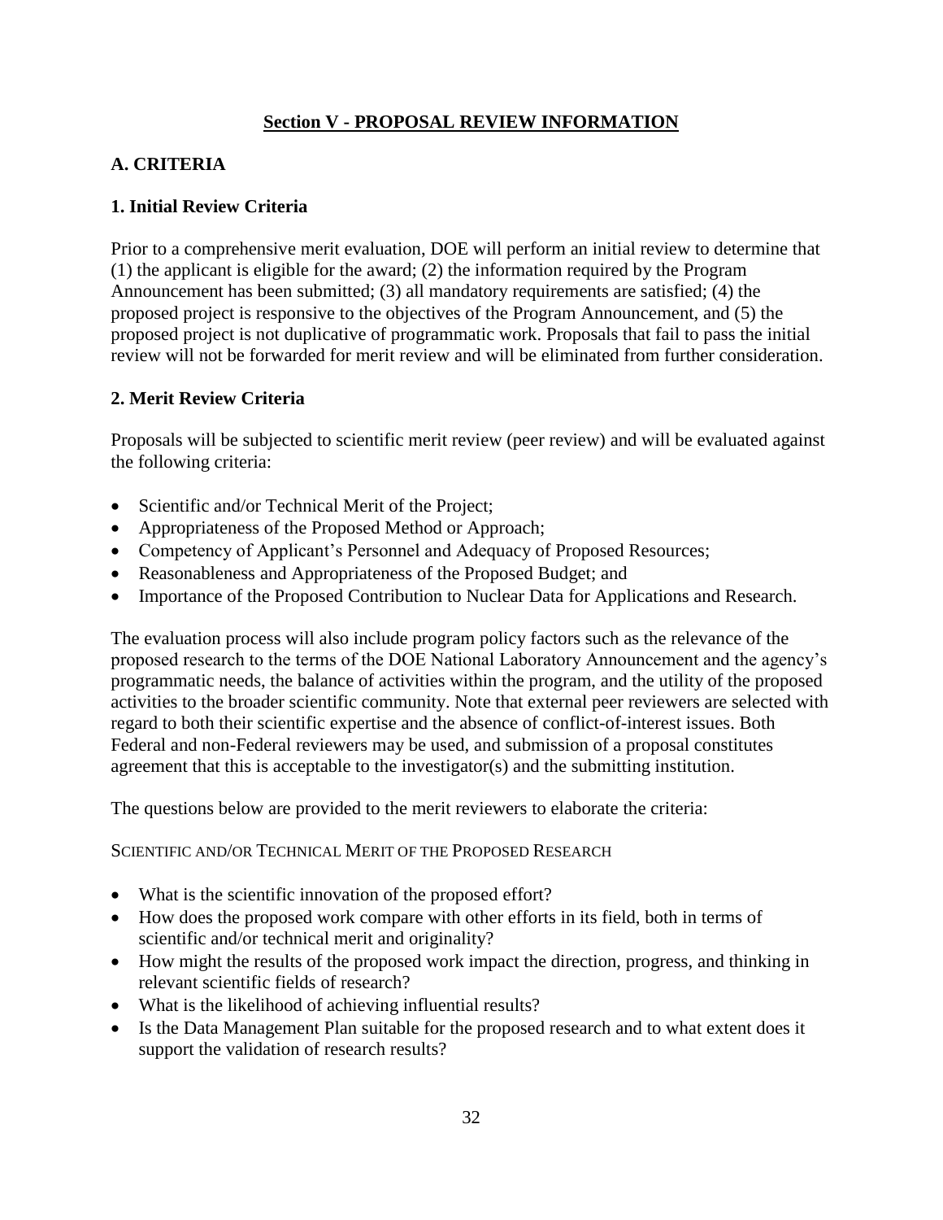## Section V - PROPOSAL REVIEW INFORMATION

### A. CRITERIA

#### 1. Initial Review Criteria

Prior to a comprehensive merit evaluation, DOE will perform an initial review to determine that (1) the applicant is eligible for the award; (2) the information required by the Program Announcement has been submitted; (3) all mandatory requirements are satisfied; (4) the proposed project is responsive to the objectives of the Program Announcement, and (5) the proposed project is not duplicative of programmatic work. Proposals that fail to pass the initial review will not be forwarded for merit review and will be eliminated from further consideration.

#### 2. Merit Review Criteria

Proposals will be subjected to scientific merit review (peer review) and will be evaluated against the following criteria:

- Scientific and/or Technical Merit of the Project;
- Appropriateness of the Proposed Method or Approach;
- Competency of Applicant's Personnel and Adequacy of Proposed Resources;
- Reasonableness and Appropriateness of the Proposed Budget; and
- Importance of the Proposed Contribution to Nuclear Data for Applications and Research.

The evaluation process will also include program policy factors such as the relevance of the proposed research to the terms of the DOE National Laboratory Announcement and the agency's programmatic needs, the balance of activities within the program, and the utility of the proposed activities to the broader scientific community. Note that external peer reviewers are selected with regard to both their scientific expertise and the absence of conflict-of-interest issues. Both Federal and non-Federal reviewers may be used, and submission of a proposal constitutes agreement that this is acceptable to the investigator(s) and the submitting institution.

The questions below are provided to the merit reviewers to elaborate the criteria:

SCIENTIFIC AND/OR TECHNICAL MERIT OF THE PROPOSED RESEARCH

- What is the scientific innovation of the proposed effort?
- How does the proposed work compare with other efforts in its field, both in terms of scientific and/or technical merit and originality?
- How might the results of the proposed work impact the direction, progress, and thinking in relevant scientific fields of research?
- What is the likelihood of achieving influential results?
- Is the Data Management Plan suitable for the proposed research and to what extent does it support the validation of research results?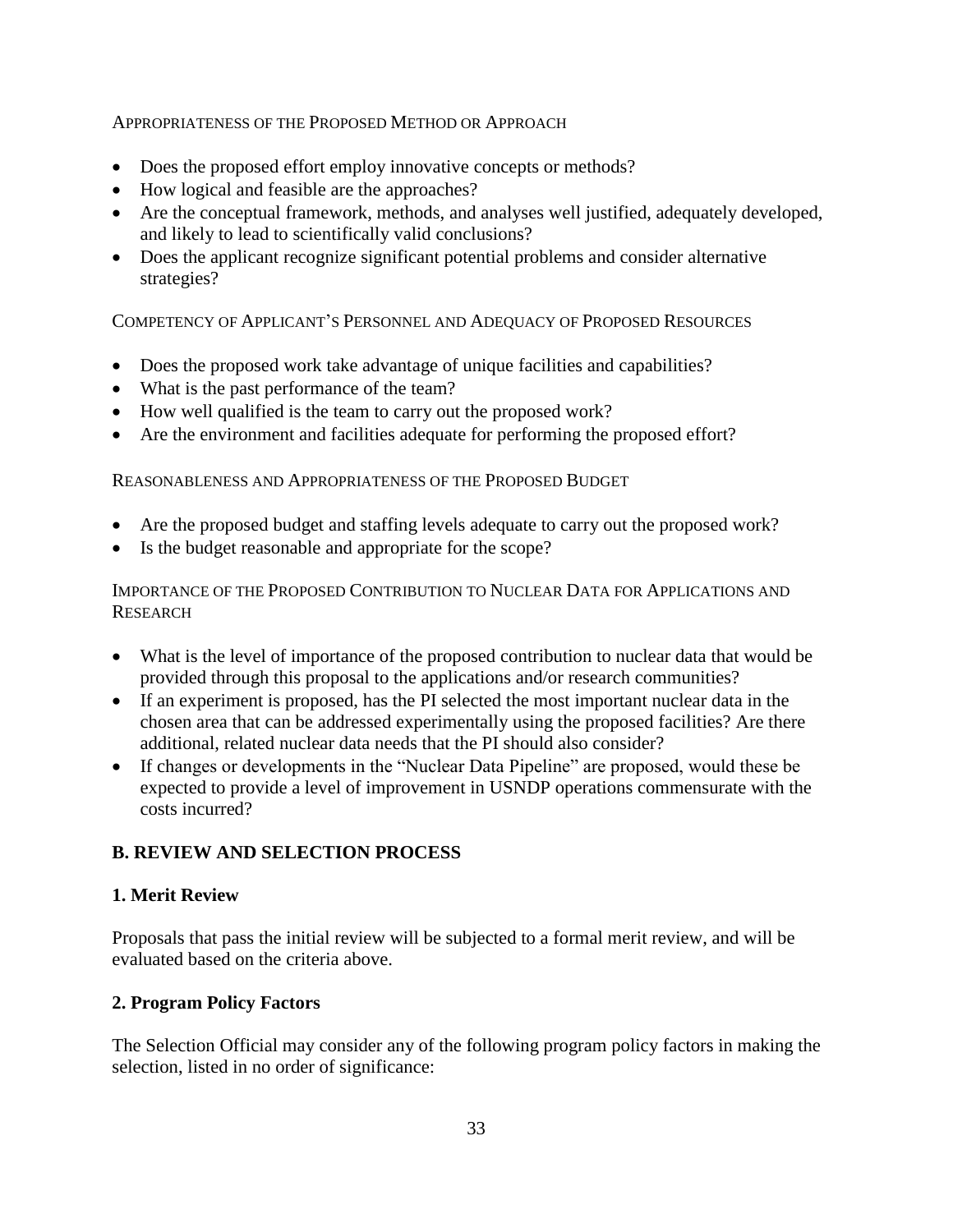#### Appropriateness of the Proposed Method or Approach

- Does the proposed effort employ innovative concepts or methods?
- How logical and feasible are the approaches?
- Are the conceptual framework, methods, and analyses well justified, adequately developed, and likely to lead to scientifically valid conclusions?
- Does the applicant recognize significant potential problems and consider alternative strategies?

#### Competency of Applicant's Personnel and Adequacy of Proposed Resources

- Does the proposed work take advantage of unique facilities and capabilities?
- What is the past performance of the team?
- How well qualified is the team to carry out the proposed work?
- Are the environment and facilities adequate for performing the proposed effort?

#### Reasonableness and Appropriateness of the Proposed Budget

- Are the proposed budget and staffing levels adequate to carry out the proposed work?
- Is the budget reasonable and appropriate for the scope?

#### Importance of the Proposed Contribution to Nuclear Data for Applications and Research

- What is the level of importance of the proposed contribution to nuclear data that would be provided through this proposal to the applications and/or research communities?
- If an experiment is proposed, has the PI selected the most important nuclear data in the chosen area that can be addressed experimentally using the proposed facilities? Are there additional, related nuclear data needs that the PI should also consider?
- If changes or developments in the "Nuclear Data Pipeline" are proposed, would these be expected to provide a level of improvement in USNDP operations commensurate with the costs incurred?

## B. REVIEW AND SELECTION PROCESS

### 1. Merit Review

Proposals that pass the initial review will be subjected to a formal merit review, and will be evaluated based on the criteria above.

### 2. Program Policy Factors

The Selection Official may consider any of the following program policy factors in making the selection, listed in no order of significance: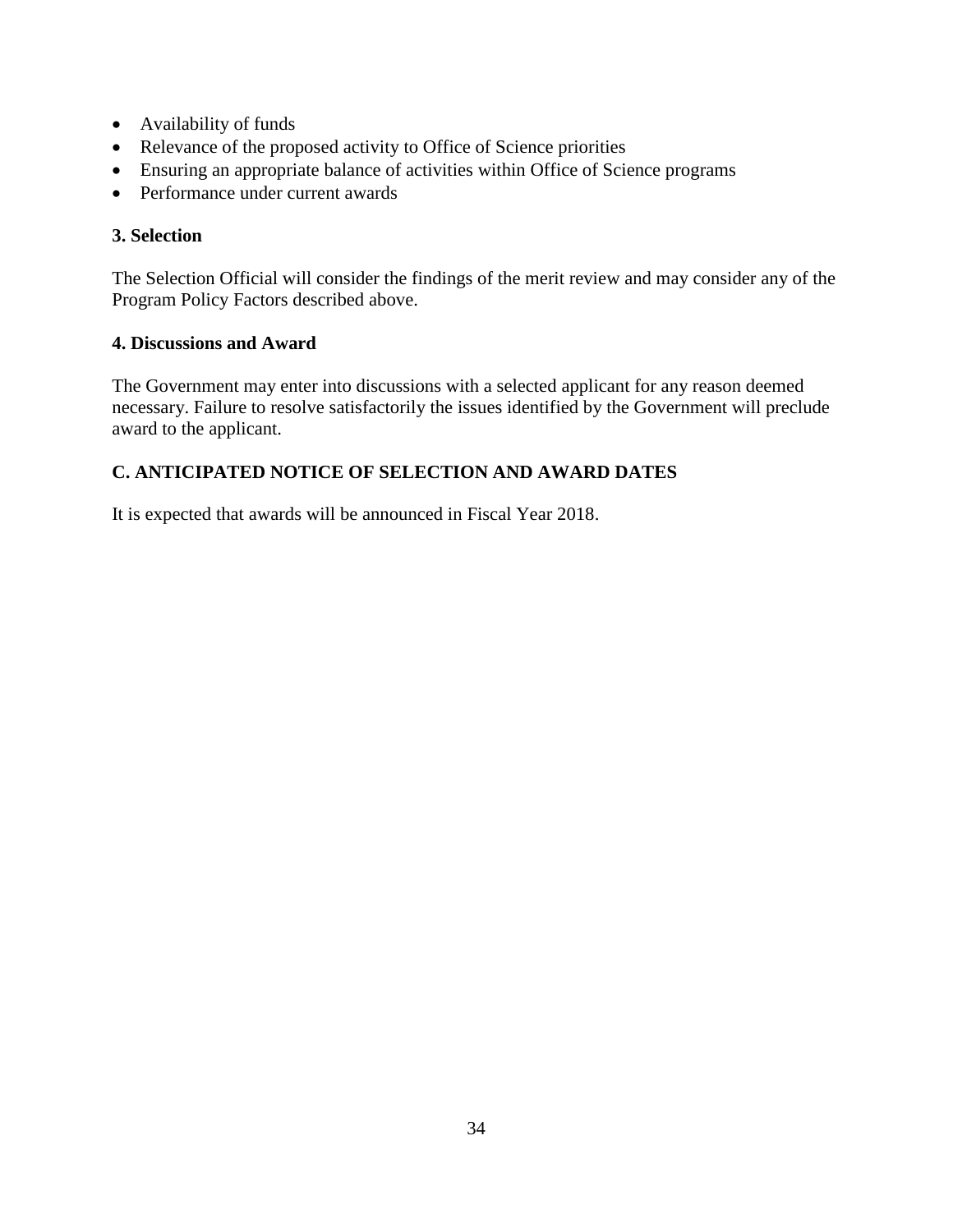- Availability of funds
- Relevance of the proposed activity to Office of Science priorities
- Ensuring an appropriate balance of activities within Office of Science programs
- Performance under current awards

**3. Selection**

The Selection Official will consider the findings of the merit review and may consider any of the Program Policy Factors described above.

**4. Discussions and Award**

The Government may enter into discussions with a selected applicant for any reason deemed necessary. Failure to resolve satisfactorily the issues identified by the Government will preclude award to the applicant.

## C. ANTICIPATED NOTICE OF SELECTION AND AWARD DATES

It is expected that awards will be announced in Fiscal Year 2018.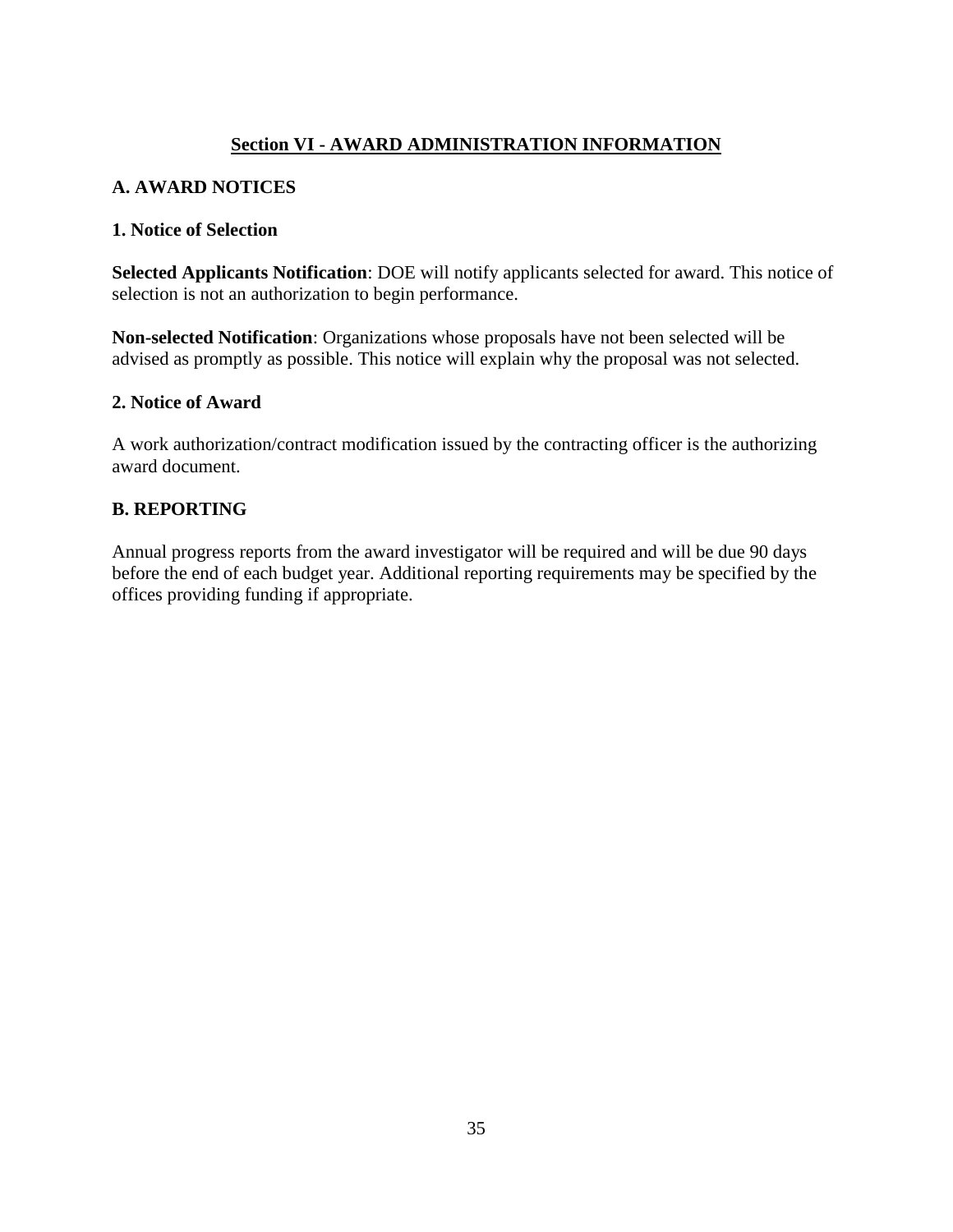## Section VI - AWARD ADMINISTRATION INFORMATION

### A. AWARD NOTICES

#### 1. Notice of Selection

**Selected Applicants Notification**: DOE will notify applicants selected for award. This notice of selection is not an authorization to begin performance.

**Non-selected Notification**: Organizations whose proposals have not been selected will be advised as promptly as possible. This notice will explain why the proposal was not selected.

#### 2. Notice of Award

A work authorization/contract modification issued by the contracting officer is the authorizing award document.

### B. REPORTING

Annual progress reports from the award investigator will be required and will be due 90 days before the end of each budget year. Additional reporting requirements may be specified by the offices providing funding if appropriate.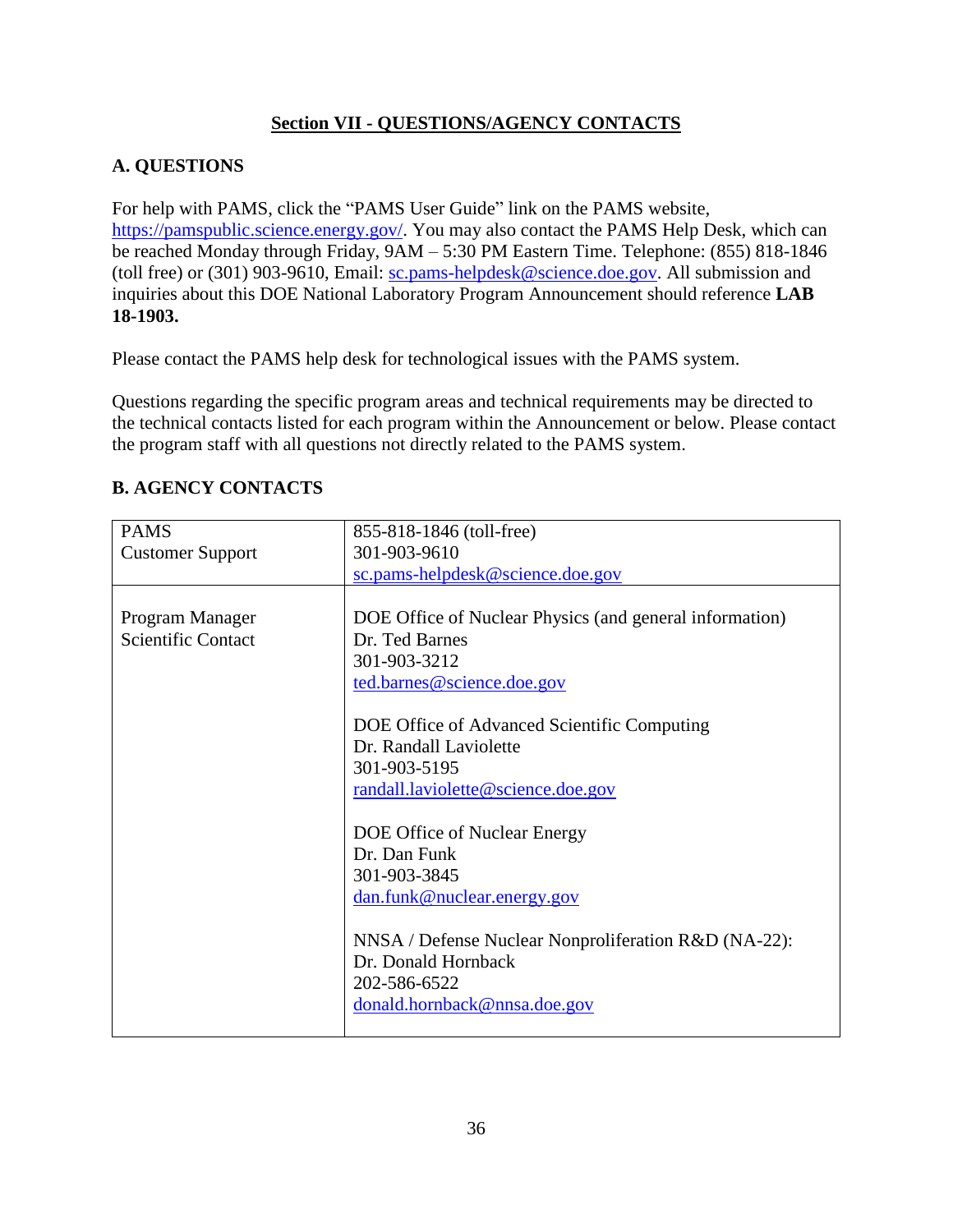## Section VII - QUESTIONS/AGENCY CONTACTS

### A. QUESTIONS

For help with PAMS, click the "PAMS User Guide" link on the PAMS website, https://pamspublic.science.energy.gov/. You may also contact the PAMS Help Desk, which can be reached Monday through Friday, 9AM – 5:30 PM Eastern Time. Telephone: (855) 818-1846 (toll free) or (301) 903-9610, Email: sc.pams-helpdesk@science.doe.gov. All submission and inquiries about this DOE National Laboratory Program Announcement should reference **LAB 18-1903.**

Please contact the PAMS help desk for technological issues with the PAMS system.

Questions regarding the specific program areas and technical requirements may be directed to the technical contacts listed for each program within the Announcement or below. Please contact the program staff with all questions not directly related to the PAMS system.

### B. AGENCY CONTACTS

| | |
|---|---|
| PAMS<br>Customer Support | 855-818-1846 (toll-free)<br>301-903-9610<br>sc.pams-helpdesk@science.doe.gov |
| Program Manager<br>Scientific Contact | DOE Office of Nuclear Physics (and general information)<br>Dr. Ted Barnes<br>301-903-3212<br>ted.barnes@science.doe.gov<br><br>DOE Office of Advanced Scientific Computing<br>Dr. Randall Laviolette<br>301-903-5195<br>randall.laviolette@science.doe.gov<br><br>DOE Office of Nuclear Energy<br>Dr. Dan Funk<br>301-903-3845<br>dan.funk@nuclear.energy.gov<br><br>NNSA / Defense Nuclear Nonproliferation R&D (NA-22):<br>Dr. Donald Hornback<br>202-586-6522<br>donald.hornback@nnsa.doe.gov |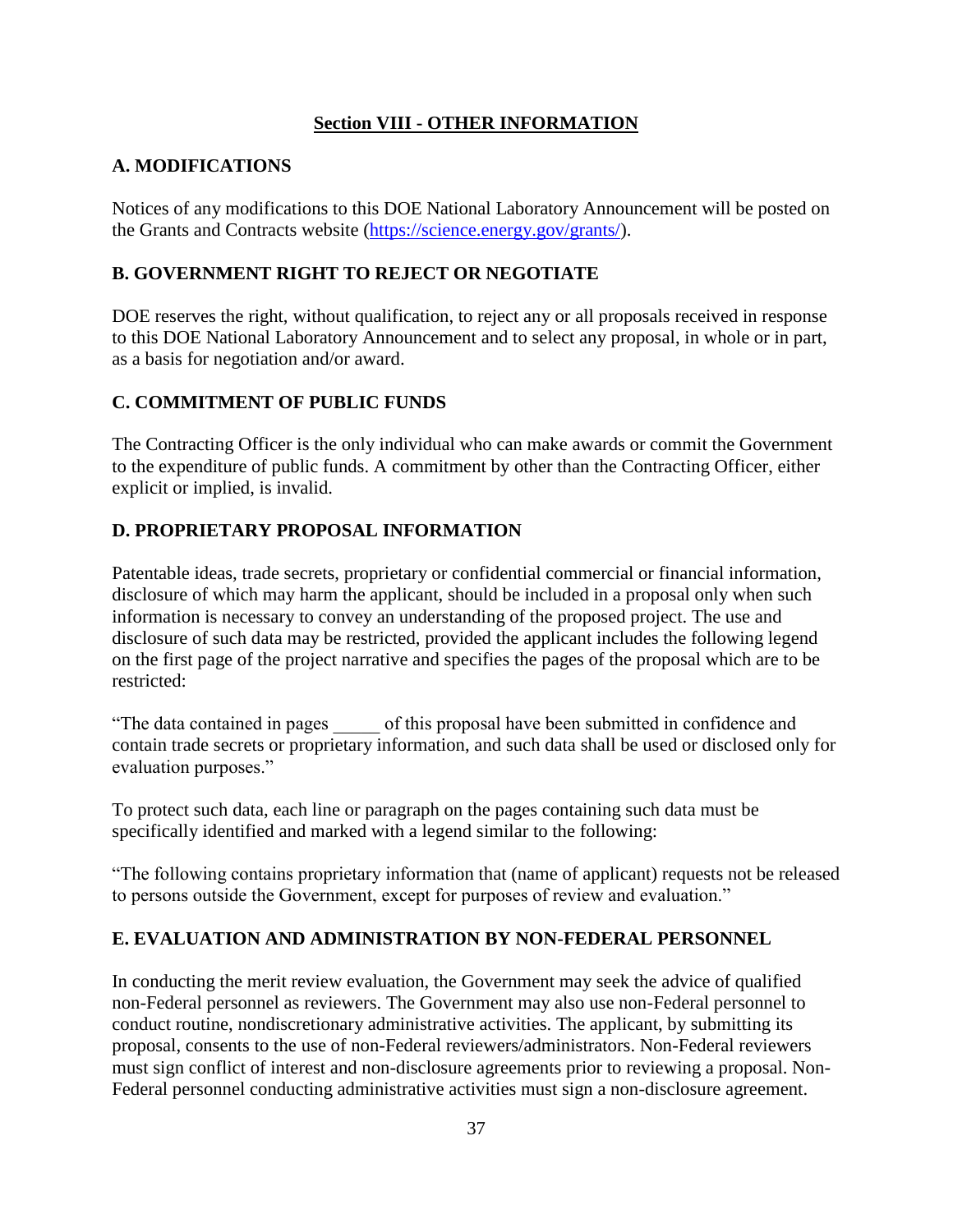## Section VIII - OTHER INFORMATION

### A. MODIFICATIONS

Notices of any modifications to this DOE National Laboratory Announcement will be posted on the Grants and Contracts website (https://science.energy.gov/grants/).

### B. GOVERNMENT RIGHT TO REJECT OR NEGOTIATE

DOE reserves the right, without qualification, to reject any or all proposals received in response to this DOE National Laboratory Announcement and to select any proposal, in whole or in part, as a basis for negotiation and/or award.

### C. COMMITMENT OF PUBLIC FUNDS

The Contracting Officer is the only individual who can make awards or commit the Government to the expenditure of public funds. A commitment by other than the Contracting Officer, either explicit or implied, is invalid.

### D. PROPRIETARY PROPOSAL INFORMATION

Patentable ideas, trade secrets, proprietary or confidential commercial or financial information, disclosure of which may harm the applicant, should be included in a proposal only when such information is necessary to convey an understanding of the proposed project. The use and disclosure of such data may be restricted, provided the applicant includes the following legend on the first page of the project narrative and specifies the pages of the proposal which are to be restricted:

"The data contained in pages _____ of this proposal have been submitted in confidence and contain trade secrets or proprietary information, and such data shall be used or disclosed only for evaluation purposes."

To protect such data, each line or paragraph on the pages containing such data must be specifically identified and marked with a legend similar to the following:

"The following contains proprietary information that (name of applicant) requests not be released to persons outside the Government, except for purposes of review and evaluation."

### E. EVALUATION AND ADMINISTRATION BY NON-FEDERAL PERSONNEL

In conducting the merit review evaluation, the Government may seek the advice of qualified non-Federal personnel as reviewers. The Government may also use non-Federal personnel to conduct routine, nondiscretionary administrative activities. The applicant, by submitting its proposal, consents to the use of non-Federal reviewers/administrators. Non-Federal reviewers must sign conflict of interest and non-disclosure agreements prior to reviewing a proposal. Non-Federal personnel conducting administrative activities must sign a non-disclosure agreement.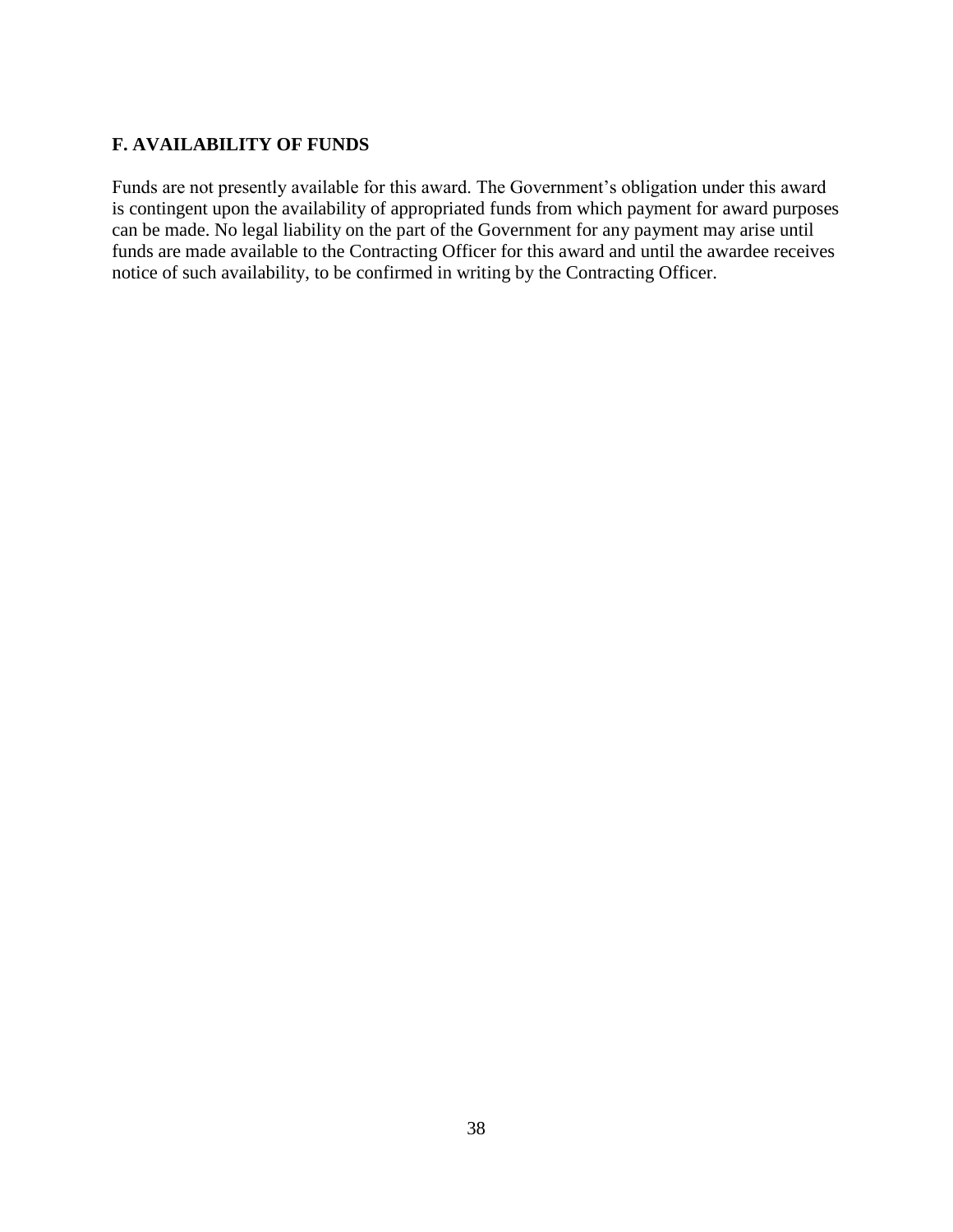## F. AVAILABILITY OF FUNDS

Funds are not presently available for this award. The Government's obligation under this award is contingent upon the availability of appropriated funds from which payment for award purposes can be made. No legal liability on the part of the Government for any payment may arise until funds are made available to the Contracting Officer for this award and until the awardee receives notice of such availability, to be confirmed in writing by the Contracting Officer.